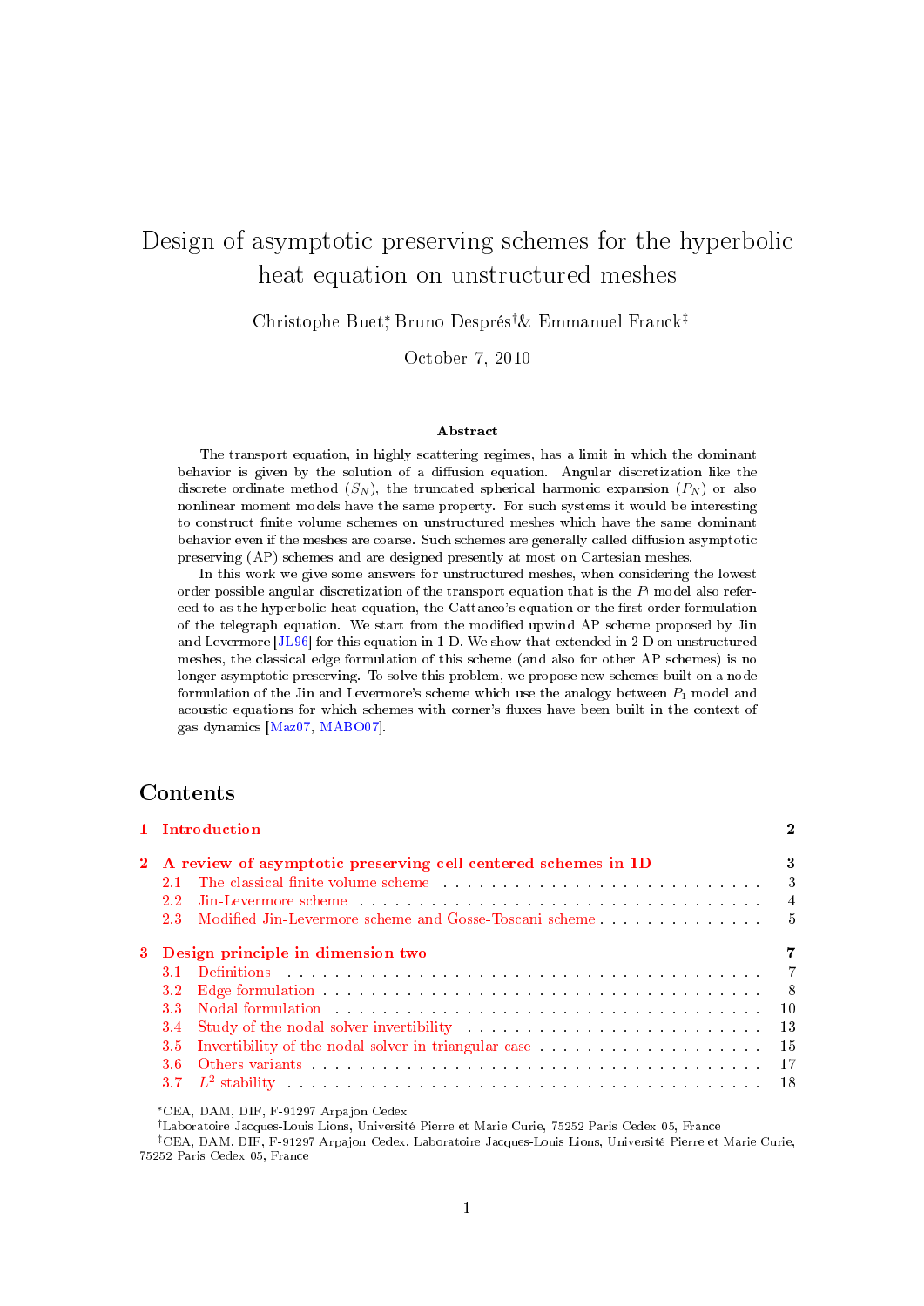# Design of asymptotic preserving schemes for the hyperbolic heat equation on unstructured meshes

Christophe Buet[*], Bruno Després[†] & Emmanuel Franck[‡]

October 7, 2010

**Abstract**

The transport equation, in highly scattering regimes, has a limit in which the dominant behavior is given by the solution of a diffusion equation. Angular discretization like the discrete ordinate method ($S_N$), the truncated spherical harmonic expansion ($P_N$) or also nonlinear moment models have the same property. For such systems it would be interesting to construct finite volume schemes on unstructured meshes which have the same dominant behavior even if the meshes are coarse. Such schemes are generally called diffusion asymptotic preserving (AP) schemes and are designed presently at most on Cartesian meshes.

In this work we give some answers for unstructured meshes, when considering the lowest order possible angular discretization of the transport equation that is the $P_1$ model also refereed to as the hyperbolic heat equation, the Cattaneo's equation or the first order formulation of the telegraph equation. We start from the modified upwind AP scheme proposed by Jin and Levermore [JL96] for this equation in 1-D. We show that extended in 2-D on unstructured meshes, the classical edge formulation of this scheme (and also for other AP schemes) is no longer asymptotic preserving. To solve this problem, we propose new schemes built on a node formulation of the Jin and Levermore's scheme which use the analogy between $P_1$ model and acoustic equations for which schemes with corner's fluxes have been built in the context of gas dynamics [Maz07, MABO07].

## Contents

- **1 Introduction** — 2
- **2 A review of asymptotic preserving cell centered schemes in 1D** — 3
  - 2.1 The classical finite volume scheme — 3
  - 2.2 Jin-Levermore scheme — 4
  - 2.3 Modified Jin-Levermore scheme and Gosse-Toscani scheme — 5
- **3 Design principle in dimension two** — 7
  - 3.1 Definitions — 7
  - 3.2 Edge formulation — 8
  - 3.3 Nodal formulation — 10
  - 3.4 Study of the nodal solver invertibility — 13
  - 3.5 Invertibility of the nodal solver in triangular case — 15
  - 3.6 Others variants — 17
  - 3.7 $L^2$ stability — 18

[*] CEA, DAM, DIF, F-91297 Arpajon Cedex

[†] Laboratoire Jacques-Louis Lions, Université Pierre et Marie Curie, 75252 Paris Cedex 05, France

[‡] CEA, DAM, DIF, F-91297 Arpajon Cedex, Laboratoire Jacques-Louis Lions, Université Pierre et Marie Curie, 75252 Paris Cedex 05, France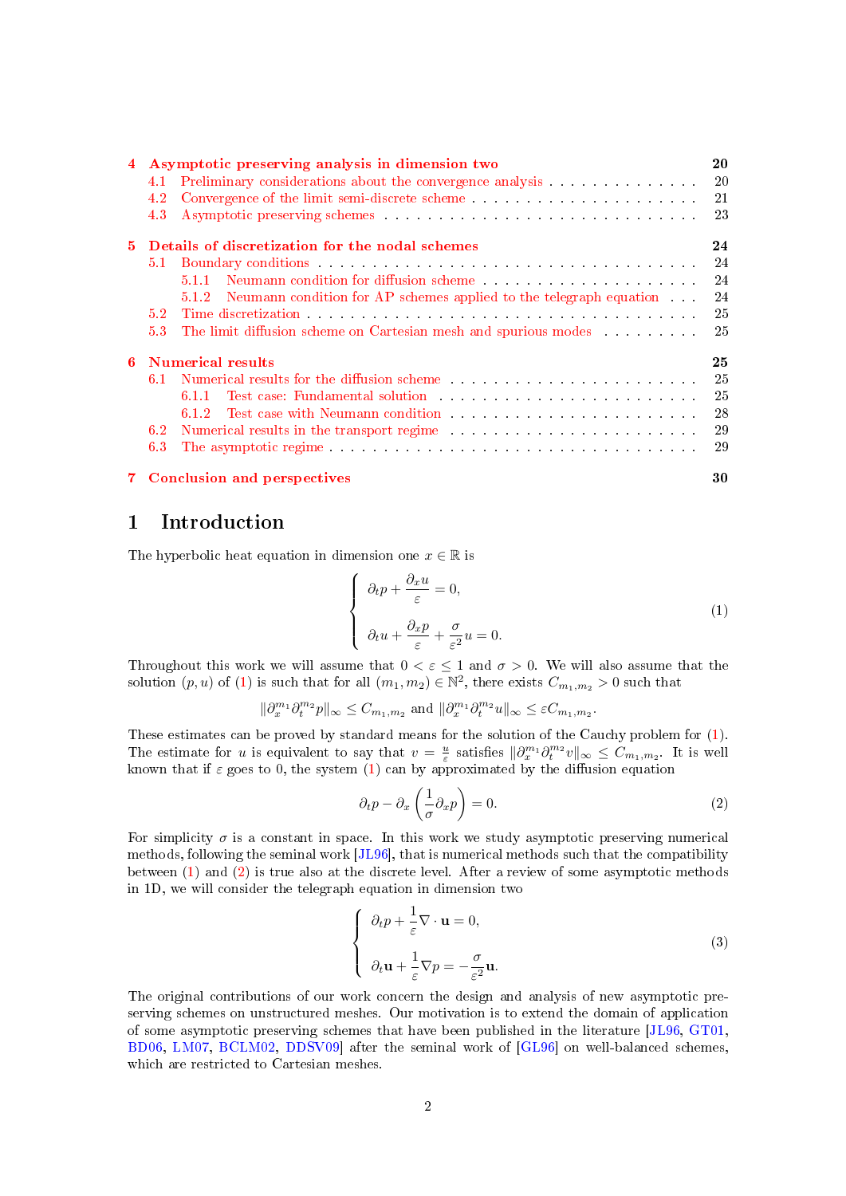| | | |
|---|---|---|
| **4** | **Asymptotic preserving analysis in dimension two** | **20** |
| 4.1 | Preliminary considerations about the convergence analysis | 20 |
| 4.2 | Convergence of the limit semi-discrete scheme | 21 |
| 4.3 | Asymptotic preserving schemes | 23 |
| **5** | **Details of discretization for the nodal schemes** | **24** |
| 5.1 | Boundary conditions | 24 |
| 5.1.1 | Neumann condition for diffusion scheme | 24 |
| 5.1.2 | Neumann condition for AP schemes applied to the telegraph equation | 24 |
| 5.2 | Time discretization | 25 |
| 5.3 | The limit diffusion scheme on Cartesian mesh and spurious modes | 25 |
| **6** | **Numerical results** | **25** |
| 6.1 | Numerical results for the diffusion scheme | 25 |
| 6.1.1 | Test case: Fundamental solution | 25 |
| 6.1.2 | Test case with Neumann condition | 28 |
| 6.2 | Numerical results in the transport regime | 29 |
| 6.3 | The asymptotic regime | 29 |
| **7** | **Conclusion and perspectives** | **30** |

# 1 Introduction

The hyperbolic heat equation in dimension one $x \in \mathbb{R}$ is

$$\begin{cases} \partial_t p + \dfrac{\partial_x u}{\varepsilon} = 0, \\ \\ \partial_t u + \dfrac{\partial_x p}{\varepsilon} + \dfrac{\sigma}{\varepsilon^2} u = 0. \end{cases} \tag{1}$$

Throughout this work we will assume that $0 < \varepsilon \leq 1$ and $\sigma > 0$. We will also assume that the solution $(p, u)$ of (1) is such that for all $(m_1, m_2) \in \mathbb{N}^2$, there exists $C_{m_1,m_2} > 0$ such that

$$\|\partial_x^{m_1} \partial_t^{m_2} p\|_\infty \leq C_{m_1,m_2} \text{ and } \|\partial_x^{m_1} \partial_t^{m_2} u\|_\infty \leq \varepsilon C_{m_1,m_2}.$$

These estimates can be proved by standard means for the solution of the Cauchy problem for (1). The estimate for $u$ is equivalent to say that $v = \frac{u}{\varepsilon}$ satisfies $\|\partial_x^{m_1} \partial_t^{m_2} v\|_\infty \leq C_{m_1,m_2}$. It is well known that if $\varepsilon$ goes to 0, the system (1) can by approximated by the diffusion equation

$$\partial_t p - \partial_x \left( \frac{1}{\sigma} \partial_x p \right) = 0. \tag{2}$$

For simplicity $\sigma$ is a constant in space. In this work we study asymptotic preserving numerical methods, following the seminal work [JL96], that is numerical methods such that the compatibility between (1) and (2) is true also at the discrete level. After a review of some asymptotic methods in 1D, we will consider the telegraph equation in dimension two

$$\begin{cases} \partial_t p + \dfrac{1}{\varepsilon} \nabla \cdot \mathbf{u} = 0, \\ \\ \partial_t \mathbf{u} + \dfrac{1}{\varepsilon} \nabla p = -\dfrac{\sigma}{\varepsilon^2} \mathbf{u}. \end{cases} \tag{3}$$

The original contributions of our work concern the design and analysis of new asymptotic preserving schemes on unstructured meshes. Our motivation is to extend the domain of application of some asymptotic preserving schemes that have been published in the literature [JL96, GT01, BD06, LM07, BCLM02, DDSV09] after the seminal work of [GL96] on well-balanced schemes, which are restricted to Cartesian meshes.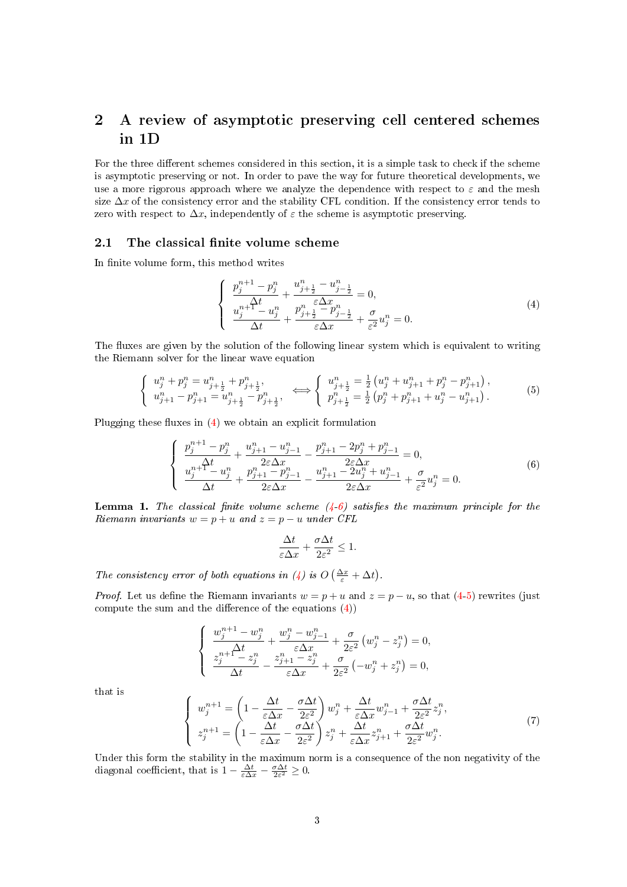# 2 A review of asymptotic preserving cell centered schemes in 1D

For the three different schemes considered in this section, it is a simple task to check if the scheme is asymptotic preserving or not. In order to pave the way for future theoretical developments, we use a more rigorous approach where we analyze the dependence with respect to $\varepsilon$ and the mesh size $\Delta x$ of the consistency error and the stability CFL condition. If the consistency error tends to zero with respect to $\Delta x$, independently of $\varepsilon$ the scheme is asymptotic preserving.

## 2.1 The classical finite volume scheme

In finite volume form, this method writes

$$
\left\{
\begin{array}{l}
\dfrac{p_j^{n+1}-p_j^n}{\Delta t} + \dfrac{u_{j+\frac12}^n - u_{j-\frac12}^n}{\varepsilon \Delta x} = 0, \\[2ex]
\dfrac{u_j^{n+1}-u_j^n}{\Delta t} + \dfrac{p_{j+\frac12}^n - p_{j-\frac12}^n}{\varepsilon \Delta x} + \dfrac{\sigma}{\varepsilon^2} u_j^n = 0.
\end{array}
\right.
\tag{4}
$$

The fluxes are given by the solution of the following linear system which is equivalent to writing the Riemann solver for the linear wave equation

$$
\left\{
\begin{array}{l}
u_j^n + p_j^n = u_{j+\frac12}^n + p_{j+\frac12}^n, \\
u_{j+1}^n - p_{j+1}^n = u_{j+\frac12}^n - p_{j+\frac12}^n,
\end{array}
\right.
\iff
\left\{
\begin{array}{l}
u_{j+\frac12}^n = \frac12\left(u_j^n + u_{j+1}^n + p_j^n - p_{j+1}^n\right), \\
p_{j+\frac12}^n = \frac12\left(p_j^n + p_{j+1}^n + u_j^n - u_{j+1}^n\right).
\end{array}
\right.
\tag{5}
$$

Plugging these fluxes in (4) we obtain an explicit formulation

$$
\left\{
\begin{array}{l}
\dfrac{p_j^{n+1}-p_j^n}{\Delta t} + \dfrac{u_{j+1}^n - u_{j-1}^n}{2\varepsilon \Delta x} - \dfrac{p_{j+1}^n - 2p_j^n + p_{j-1}^n}{2\varepsilon \Delta x} = 0, \\[2ex]
\dfrac{u_j^{n+1}-u_j^n}{\Delta t} + \dfrac{p_{j+1}^n - p_{j-1}^n}{2\varepsilon \Delta x} - \dfrac{u_{j+1}^n - 2u_j^n + u_{j-1}^n}{2\varepsilon \Delta x} + \dfrac{\sigma}{\varepsilon^2} u_j^n = 0.
\end{array}
\right.
\tag{6}
$$

**Lemma 1.** *The classical finite volume scheme (4-6) satisfies the maximum principle for the Riemann invariants $w = p + u$ and $z = p - u$ under CFL*

$$
\frac{\Delta t}{\varepsilon \Delta x} + \frac{\sigma \Delta t}{2\varepsilon^2} \le 1.
$$

*The consistency error of both equations in (4) is $O\left(\frac{\Delta x}{\varepsilon} + \Delta t\right)$.*

*Proof.* Let us define the Riemann invariants $w = p + u$ and $z = p - u$, so that (4-5) rewrites (just compute the sum and the difference of the equations (4))

$$
\left\{
\begin{array}{l}
\dfrac{w_j^{n+1}-w_j^n}{\Delta t} + \dfrac{w_j^n - w_{j-1}^n}{\varepsilon \Delta x} + \dfrac{\sigma}{2\varepsilon^2}\left(w_j^n - z_j^n\right) = 0, \\[2ex]
\dfrac{z_j^{n+1}-z_j^n}{\Delta t} - \dfrac{z_{j+1}^n - z_j^n}{\varepsilon \Delta x} + \dfrac{\sigma}{2\varepsilon^2}\left(-w_j^n + z_j^n\right) = 0,
\end{array}
\right.
$$

that is

$$
\left\{
\begin{array}{l}
w_j^{n+1} = \left(1 - \dfrac{\Delta t}{\varepsilon \Delta x} - \dfrac{\sigma \Delta t}{2\varepsilon^2}\right) w_j^n + \dfrac{\Delta t}{\varepsilon \Delta x} w_{j-1}^n + \dfrac{\sigma \Delta t}{2\varepsilon^2} z_j^n, \\[2ex]
z_j^{n+1} = \left(1 - \dfrac{\Delta t}{\varepsilon \Delta x} - \dfrac{\sigma \Delta t}{2\varepsilon^2}\right) z_j^n + \dfrac{\Delta t}{\varepsilon \Delta x} z_{j+1}^n + \dfrac{\sigma \Delta t}{2\varepsilon^2} w_j^n.
\end{array}
\right.
\tag{7}
$$

Under this form the stability in the maximum norm is a consequence of the non negativity of the diagonal coefficient, that is $1 - \frac{\Delta t}{\varepsilon \Delta x} - \frac{\sigma \Delta t}{2\varepsilon^2} \ge 0$.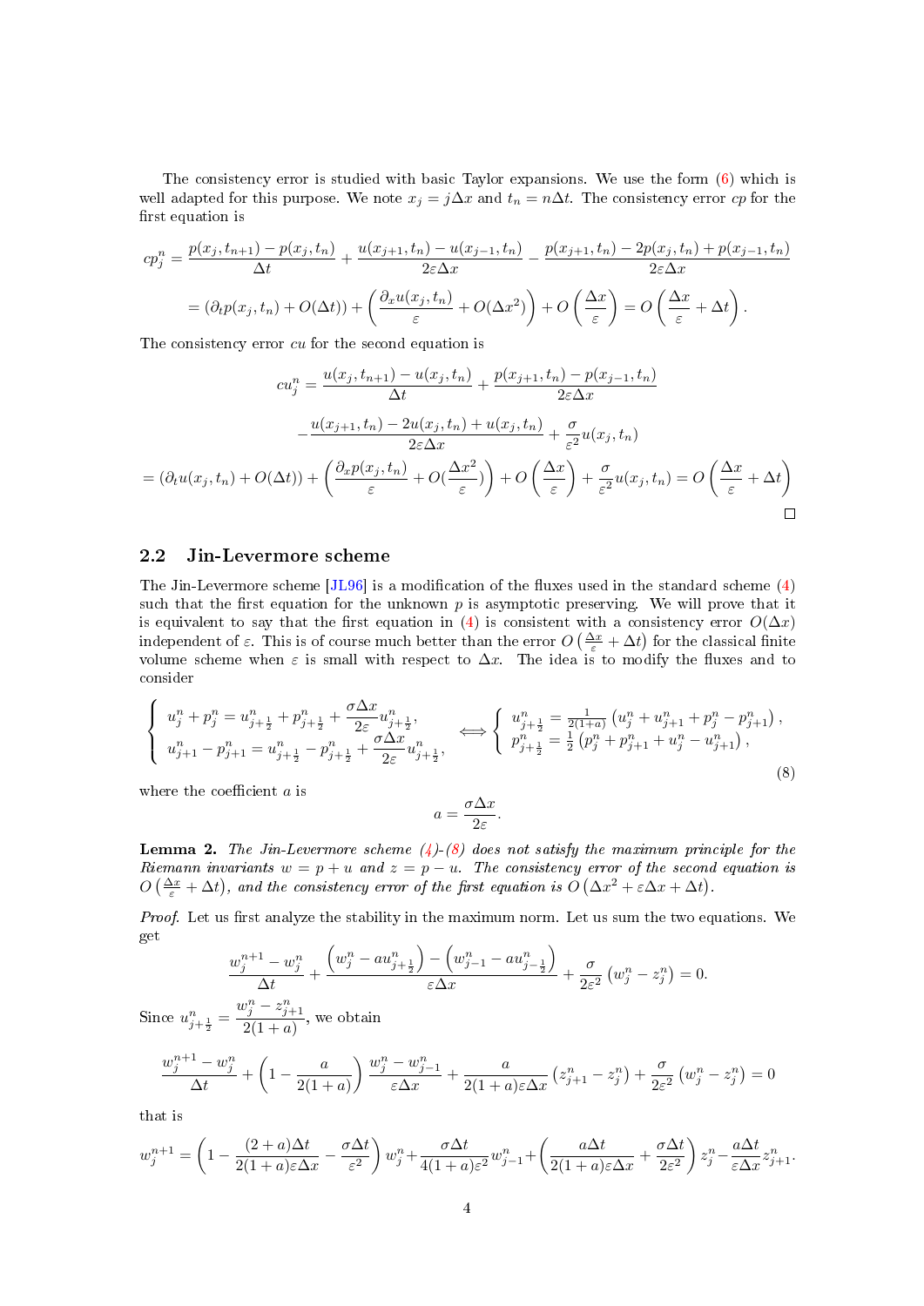The consistency error is studied with basic Taylor expansions. We use the form (6) which is well adapted for this purpose. We note $x_j = j\Delta x$ and $t_n = n\Delta t$. The consistency error $cp$ for the first equation is

$$
\begin{aligned}
cp_j^n &= \frac{p(x_j,t_{n+1}) - p(x_j,t_n)}{\Delta t} + \frac{u(x_{j+1},t_n) - u(x_{j-1},t_n)}{2\varepsilon\Delta x} - \frac{p(x_{j+1},t_n) - 2p(x_j,t_n) + p(x_{j-1},t_n)}{2\varepsilon\Delta x} \\
&= \left(\partial_t p(x_j,t_n) + O(\Delta t)\right) + \left(\frac{\partial_x u(x_j,t_n)}{\varepsilon} + O(\Delta x^2)\right) + O\left(\frac{\Delta x}{\varepsilon}\right) = O\left(\frac{\Delta x}{\varepsilon} + \Delta t\right).
\end{aligned}
$$

The consistency error $cu$ for the second equation is

$$
\begin{aligned}
cu_j^n &= \frac{u(x_j,t_{n+1}) - u(x_j,t_n)}{\Delta t} + \frac{p(x_{j+1},t_n) - p(x_{j-1},t_n)}{2\varepsilon\Delta x} \\
&\quad - \frac{u(x_{j+1},t_n) - 2u(x_j,t_n) + u(x_j,t_n)}{2\varepsilon\Delta x} + \frac{\sigma}{\varepsilon^2}u(x_j,t_n) \\
&= \left(\partial_t u(x_j,t_n) + O(\Delta t)\right) + \left(\frac{\partial_x p(x_j,t_n)}{\varepsilon} + O\left(\frac{\Delta x^2}{\varepsilon}\right)\right) + O\left(\frac{\Delta x}{\varepsilon}\right) + \frac{\sigma}{\varepsilon^2}u(x_j,t_n) = O\left(\frac{\Delta x}{\varepsilon} + \Delta t\right)
\end{aligned}
$$

□

## 2.2 Jin-Levermore scheme

The Jin-Levermore scheme [JL96] is a modification of the fluxes used in the standard scheme (4) such that the first equation for the unknown $p$ is asymptotic preserving. We will prove that it is equivalent to say that the first equation in (4) is consistent with a consistency error $O(\Delta x)$ independent of $\varepsilon$. This is of course much better than the error $O\left(\frac{\Delta x}{\varepsilon} + \Delta t\right)$ for the classical finite volume scheme when $\varepsilon$ is small with respect to $\Delta x$. The idea is to modify the fluxes and to consider

$$
\left\{
\begin{array}{l}
u_j^n + p_j^n = u_{j+\frac12}^n + p_{j+\frac12}^n + \dfrac{\sigma\Delta x}{2\varepsilon}u_{j+\frac12}^n, \\
u_{j+1}^n - p_{j+1}^n = u_{j+\frac12}^n - p_{j+\frac12}^n + \dfrac{\sigma\Delta x}{2\varepsilon}u_{j+\frac12}^n,
\end{array}
\right.
\iff
\left\{
\begin{array}{l}
u_{j+\frac12}^n = \frac{1}{2(1+a)}\left(u_j^n + u_{j+1}^n + p_j^n - p_{j+1}^n\right), \\
p_{j+\frac12}^n = \frac12\left(p_j^n + p_{j+1}^n + u_j^n - u_{j+1}^n\right),
\end{array}
\right.
\tag{8}
$$

where the coefficient $a$ is

$$
a = \frac{\sigma\Delta x}{2\varepsilon}.
$$

**Lemma 2.** *The Jin-Levermore scheme (4)-(8) does not satisfy the maximum principle for the Riemann invariants $w = p + u$ and $z = p - u$. The consistency error of the second equation is $O\left(\frac{\Delta x}{\varepsilon} + \Delta t\right)$, and the consistency error of the first equation is $O\left(\Delta x^2 + \varepsilon\Delta x + \Delta t\right)$.*

*Proof.* Let us first analyze the stability in the maximum norm. Let us sum the two equations. We get

$$
\frac{w_j^{n+1} - w_j^n}{\Delta t} + \frac{\left(w_j^n - a u_{j+\frac12}^n\right) - \left(w_{j-1}^n - a u_{j-\frac12}^n\right)}{\varepsilon\Delta x} + \frac{\sigma}{2\varepsilon^2}\left(w_j^n - z_j^n\right) = 0.
$$

Since $u_{j+\frac12}^n = \dfrac{w_j^n - z_{j+1}^n}{2(1+a)}$, we obtain

$$
\frac{w_j^{n+1} - w_j^n}{\Delta t} + \left(1 - \frac{a}{2(1+a)}\right)\frac{w_j^n - w_{j-1}^n}{\varepsilon\Delta x} + \frac{a}{2(1+a)\varepsilon\Delta x}\left(z_{j+1}^n - z_j^n\right) + \frac{\sigma}{2\varepsilon^2}\left(w_j^n - z_j^n\right) = 0
$$

that is

$$
w_j^{n+1} = \left(1 - \frac{(2+a)\Delta t}{2(1+a)\varepsilon\Delta x} - \frac{\sigma\Delta t}{\varepsilon^2}\right)w_j^n + \frac{\sigma\Delta t}{4(1+a)\varepsilon^2}w_{j-1}^n + \left(\frac{a\Delta t}{2(1+a)\varepsilon\Delta x} + \frac{\sigma\Delta t}{2\varepsilon^2}\right)z_j^n - \frac{a\Delta t}{\varepsilon\Delta x}z_{j+1}^n.
$$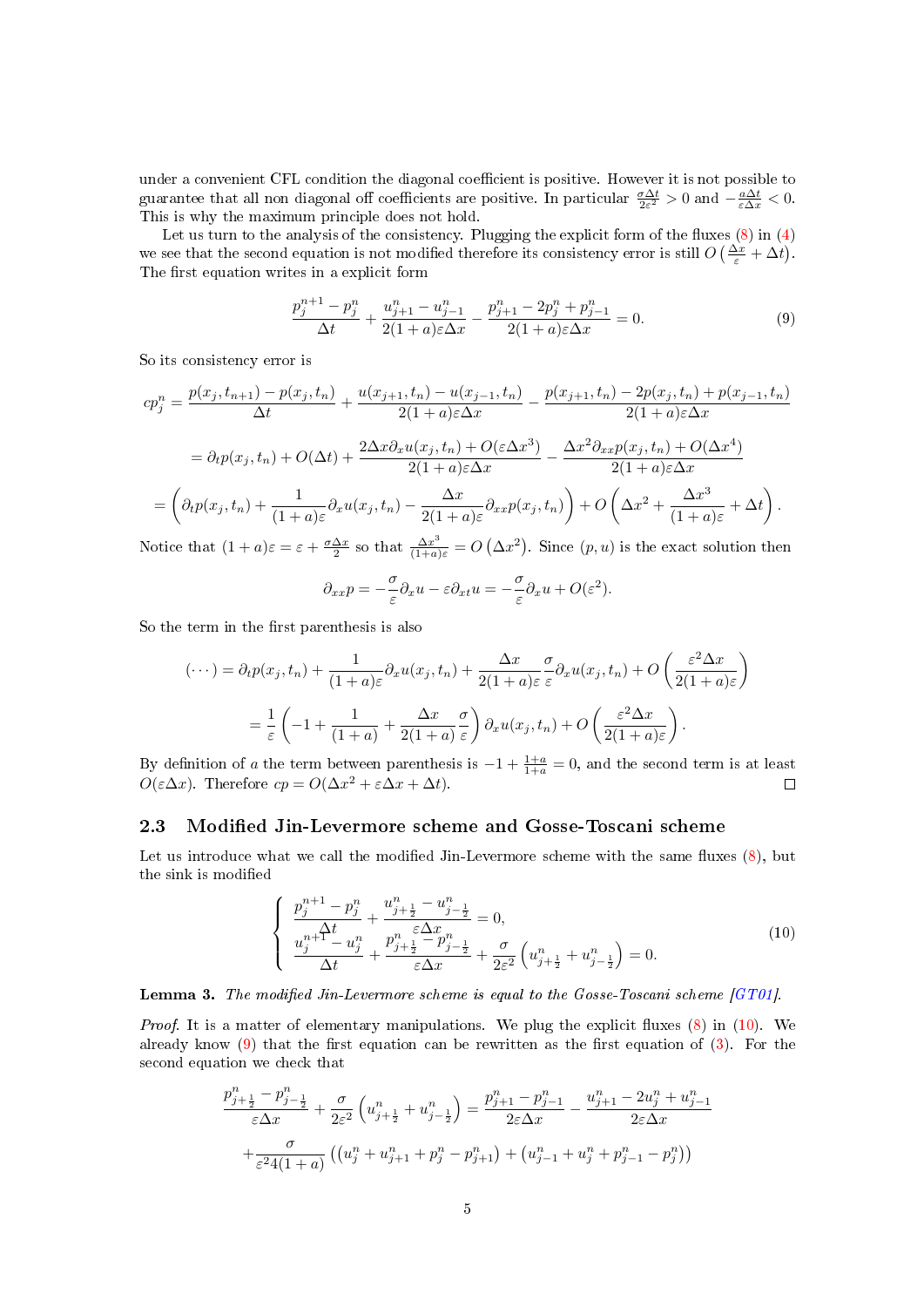under a convenient CFL condition the diagonal coefficient is positive. However it is not possible to guarantee that all non diagonal off coefficients are positive. In particular $\frac{\sigma \Delta t}{2\varepsilon^2} > 0$ and $-\frac{a\Delta t}{\varepsilon \Delta x} < 0$. This is why the maximum principle does not hold.

Let us turn to the analysis of the consistency. Plugging the explicit form of the fluxes (8) in (4) we see that the second equation is not modified therefore its consistency error is still $O\left(\frac{\Delta x}{\varepsilon} + \Delta t\right)$. The first equation writes in a explicit form

$$\frac{p_j^{n+1} - p_j^n}{\Delta t} + \frac{u_{j+1}^n - u_{j-1}^n}{2(1+a)\varepsilon \Delta x} - \frac{p_{j+1}^n - 2p_j^n + p_{j-1}^n}{2(1+a)\varepsilon \Delta x} = 0. \tag{9}$$

So its consistency error is

$$\begin{aligned}
cp_j^n &= \frac{p(x_j, t_{n+1}) - p(x_j, t_n)}{\Delta t} + \frac{u(x_{j+1}, t_n) - u(x_{j-1}, t_n)}{2(1+a)\varepsilon \Delta x} - \frac{p(x_{j+1}, t_n) - 2p(x_j, t_n) + p(x_{j-1}, t_n)}{2(1+a)\varepsilon \Delta x} \\
&= \partial_t p(x_j, t_n) + O(\Delta t) + \frac{2\Delta x \partial_x u(x_j, t_n) + O(\varepsilon \Delta x^3)}{2(1+a)\varepsilon \Delta x} - \frac{\Delta x^2 \partial_{xx} p(x_j, t_n) + O(\Delta x^4)}{2(1+a)\varepsilon \Delta x} \\
&= \left( \partial_t p(x_j, t_n) + \frac{1}{(1+a)\varepsilon} \partial_x u(x_j, t_n) - \frac{\Delta x}{2(1+a)\varepsilon} \partial_{xx} p(x_j, t_n) \right) + O\left( \Delta x^2 + \frac{\Delta x^3}{(1+a)\varepsilon} + \Delta t \right).
\end{aligned}$$

Notice that $(1+a)\varepsilon = \varepsilon + \frac{\sigma \Delta x}{2}$ so that $\frac{\Delta x^3}{(1+a)\varepsilon} = O\left(\Delta x^2\right)$. Since $(p, u)$ is the exact solution then

$$\partial_{xx} p = -\frac{\sigma}{\varepsilon} \partial_x u - \varepsilon \partial_{xt} u = -\frac{\sigma}{\varepsilon} \partial_x u + O(\varepsilon^2).$$

So the term in the first parenthesis is also

$$\begin{aligned}
(\cdots) &= \partial_t p(x_j, t_n) + \frac{1}{(1+a)\varepsilon} \partial_x u(x_j, t_n) + \frac{\Delta x}{2(1+a)\varepsilon} \frac{\sigma}{\varepsilon} \partial_x u(x_j, t_n) + O\left( \frac{\varepsilon^2 \Delta x}{2(1+a)\varepsilon} \right) \\
&= \frac{1}{\varepsilon} \left( -1 + \frac{1}{(1+a)} + \frac{\Delta x}{2(1+a)} \frac{\sigma}{\varepsilon} \right) \partial_x u(x_j, t_n) + O\left( \frac{\varepsilon^2 \Delta x}{2(1+a)\varepsilon} \right).
\end{aligned}$$

By definition of $a$ the term between parenthesis is $-1 + \frac{1+a}{1+a} = 0$, and the second term is at least $O(\varepsilon \Delta x)$. Therefore $cp = O(\Delta x^2 + \varepsilon \Delta x + \Delta t)$. □

### 2.3 Modified Jin-Levermore scheme and Gosse-Toscani scheme

Let us introduce what we call the modified Jin-Levermore scheme with the same fluxes (8), but the sink is modified

$$\begin{cases}
\dfrac{p_j^{n+1} - p_j^n}{\Delta t} + \dfrac{u_{j+\frac{1}{2}}^n - u_{j-\frac{1}{2}}^n}{\varepsilon \Delta x} = 0, \\
\dfrac{u_j^{n+1} - u_j^n}{\Delta t} + \dfrac{p_{j+\frac{1}{2}}^n - p_{j-\frac{1}{2}}^n}{\varepsilon \Delta x} + \dfrac{\sigma}{2\varepsilon^2}\left( u_{j+\frac{1}{2}}^n + u_{j-\frac{1}{2}}^n \right) = 0.
\end{cases} \tag{10}$$

**Lemma 3.** *The modified Jin-Levermore scheme is equal to the Gosse-Toscani scheme [GT01].*

*Proof.* It is a matter of elementary manipulations. We plug the explicit fluxes (8) in (10). We already know (9) that the first equation can be rewritten as the first equation of (3). For the second equation we check that

$$\begin{aligned}
&\frac{p_{j+\frac{1}{2}}^n - p_{j-\frac{1}{2}}^n}{\varepsilon \Delta x} + \frac{\sigma}{2\varepsilon^2}\left( u_{j+\frac{1}{2}}^n + u_{j-\frac{1}{2}}^n \right) = \frac{p_{j+1}^n - p_{j-1}^n}{2\varepsilon \Delta x} - \frac{u_{j+1}^n - 2u_j^n + u_{j-1}^n}{2\varepsilon \Delta x} \\
&\quad + \frac{\sigma}{\varepsilon^2 4(1+a)} \left( \left( u_j^n + u_{j+1}^n + p_j^n - p_{j+1}^n \right) + \left( u_{j-1}^n + u_j^n + p_{j-1}^n - p_j^n \right) \right)
\end{aligned}$$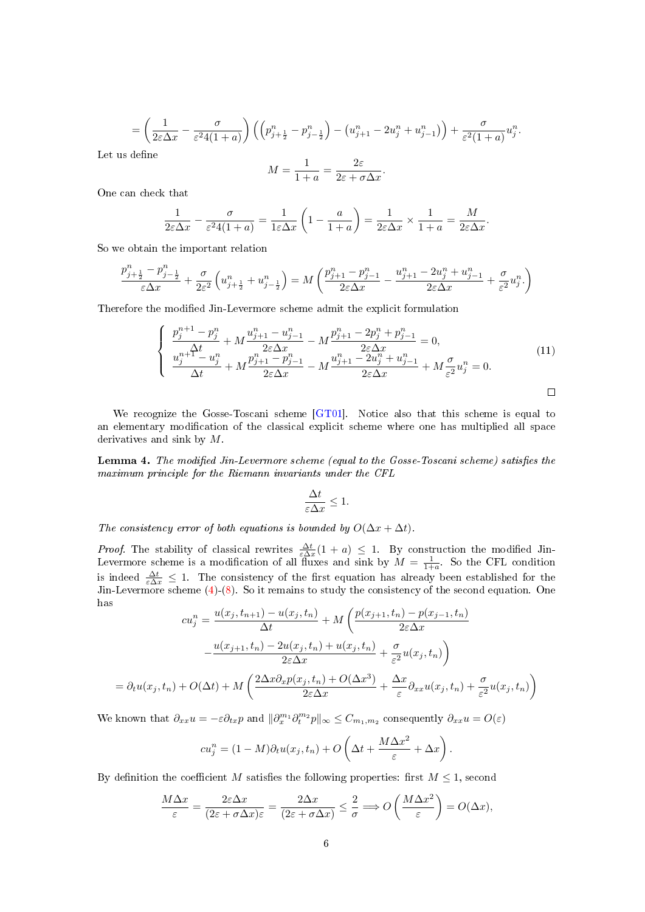$$= \left( \frac{1}{2\varepsilon \Delta x} - \frac{\sigma}{\varepsilon^2 4(1+a)} \right) \left( \left( p^n_{j+\frac12} - p^n_{j-\frac12} \right) - \left( u^n_{j+1} - 2u^n_j + u^n_{j-1} \right) \right) + \frac{\sigma}{\varepsilon^2 (1+a)} u^n_j.$$

Let us define

$$M = \frac{1}{1+a} = \frac{2\varepsilon}{2\varepsilon + \sigma \Delta x}.$$

One can check that

$$\frac{1}{2\varepsilon \Delta x} - \frac{\sigma}{\varepsilon^2 4(1+a)} = \frac{1}{1\varepsilon \Delta x} \left( 1 - \frac{a}{1+a} \right) = \frac{1}{2\varepsilon \Delta x} \times \frac{1}{1+a} = \frac{M}{2\varepsilon \Delta x}.$$

So we obtain the important relation

$$\frac{p^n_{j+\frac12} - p^n_{j-\frac12}}{\varepsilon \Delta x} + \frac{\sigma}{2\varepsilon^2} \left( u^n_{j+\frac12} + u^n_{j-\frac12} \right) = M \left( \frac{p^n_{j+1} - p^n_{j-1}}{2\varepsilon \Delta x} - \frac{u^n_{j+1} - 2u^n_j + u^n_{j-1}}{2\varepsilon \Delta x} + \frac{\sigma}{\varepsilon^2} u^n_j . \right)$$

Therefore the modified Jin-Levermore scheme admit the explicit formulation

$$\left\{ \begin{array}{l} \dfrac{p^{n+1}_j - p^n_j}{\Delta t} + M \dfrac{u^n_{j+1} - u^n_{j-1}}{2\varepsilon \Delta x} - M \dfrac{p^n_{j+1} - 2p^n_j + p^n_{j-1}}{2\varepsilon \Delta x} = 0, \\ \dfrac{u^{n+1}_j - u^n_j}{\Delta t} + M \dfrac{p^n_{j+1} - p^n_{j-1}}{2\varepsilon \Delta x} - M \dfrac{u^n_{j+1} - 2u^n_j + u^n_{j-1}}{2\varepsilon \Delta x} + M \dfrac{\sigma}{\varepsilon^2} u^n_j = 0. \end{array} \right. \tag{11}$$

□

We recognize the Gosse-Toscani scheme [GT01]. Notice also that this scheme is equal to an elementary modification of the classical explicit scheme where one has multiplied all space derivatives and sink by $M$.

**Lemma 4.** *The modified Jin-Levermore scheme (equal to the Gosse-Toscani scheme) satisfies the maximum principle for the Riemann invariants under the CFL*

$$\frac{\Delta t}{\varepsilon \Delta x} \le 1.$$

*The consistency error of both equations is bounded by $O(\Delta x + \Delta t)$.*

*Proof.* The stability of classical rewrites $\frac{\Delta t}{\varepsilon \Delta x}(1+a) \le 1$. By construction the modified Jin-Levermore scheme is a modification of all fluxes and sink by $M = \frac{1}{1+a}$. So the CFL condition is indeed $\frac{\Delta t}{\varepsilon \Delta x} \le 1$. The consistency of the first equation has already been established for the Jin-Levermore scheme (4)-(8). So it remains to study the consistency of the second equation. One has

$$cu^n_j = \frac{u(x_j, t_{n+1}) - u(x_j, t_n)}{\Delta t} + M \left( \frac{p(x_{j+1}, t_n) - p(x_{j-1}, t_n)}{2\varepsilon \Delta x} \right.$$

$$\left. - \frac{u(x_{j+1}, t_n) - 2u(x_j, t_n) + u(x_j, t_n)}{2\varepsilon \Delta x} + \frac{\sigma}{\varepsilon^2} u(x_j, t_n) \right)$$

$$= \partial_t u(x_j, t_n) + O(\Delta t) + M \left( \frac{2\Delta x \partial_x p(x_j, t_n) + O(\Delta x^3)}{2\varepsilon \Delta x} + \frac{\Delta x}{\varepsilon} \partial_{xx} u(x_j, t_n) + \frac{\sigma}{\varepsilon^2} u(x_j, t_n) \right)$$

We known that $\partial_{xx} u = -\varepsilon \partial_{tx} p$ and $\|\partial_x^{m_1} \partial_t^{m_2} p\|_\infty \le C_{m_1, m_2}$ consequently $\partial_{xx} u = O(\varepsilon)$

$$cu^n_j = (1-M)\partial_t u(x_j, t_n) + O\left( \Delta t + \frac{M \Delta x^2}{\varepsilon} + \Delta x \right).$$

By definition the coefficient $M$ satisfies the following properties: first $M \le 1$, second

$$\frac{M \Delta x}{\varepsilon} = \frac{2\varepsilon \Delta x}{(2\varepsilon + \sigma \Delta x)\varepsilon} = \frac{2\Delta x}{(2\varepsilon + \sigma \Delta x)} \le \frac{2}{\sigma} \Longrightarrow O\left( \frac{M \Delta x^2}{\varepsilon} \right) = O(\Delta x),$$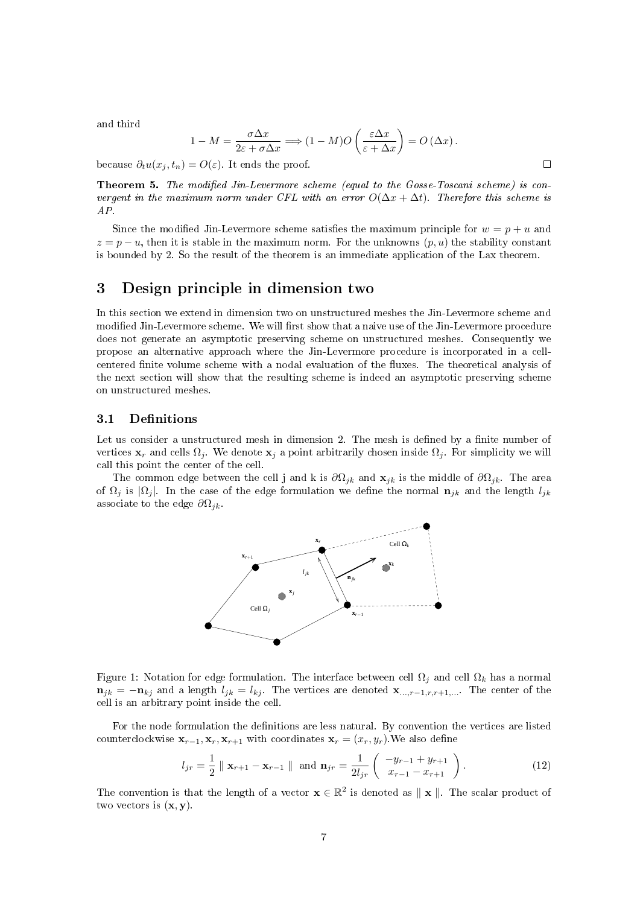and third

$$1 - M = \frac{\sigma \Delta x}{2\varepsilon + \sigma \Delta x} \Longrightarrow (1-M) O\left(\frac{\varepsilon \Delta x}{\varepsilon + \Delta x}\right) = O\left(\Delta x\right).$$

because $\partial_t u(x_j, t_n) = O(\varepsilon)$. It ends the proof. $\square$

**Theorem 5.** *The modified Jin-Levermore scheme (equal to the Gosse-Toscani scheme) is convergent in the maximum norm under CFL with an error $O(\Delta x + \Delta t)$. Therefore this scheme is AP.*

Since the modified Jin-Levermore scheme satisfies the maximum principle for $w = p + u$ and $z = p - u$, then it is stable in the maximum norm. For the unknowns $(p, u)$ the stability constant is bounded by 2. So the result of the theorem is an immediate application of the Lax theorem.

# 3 Design principle in dimension two

In this section we extend in dimension two on unstructured meshes the Jin-Levermore scheme and modified Jin-Levermore scheme. We will first show that a naive use of the Jin-Levermore procedure does not generate an asymptotic preserving scheme on unstructured meshes. Consequently we propose an alternative approach where the Jin-Levermore procedure is incorporated in a cell-centered finite volume scheme with a nodal evaluation of the fluxes. The theoretical analysis of the next section will show that the resulting scheme is indeed an asymptotic preserving scheme on unstructured meshes.

## 3.1 Definitions

Let us consider a unstructured mesh in dimension 2. The mesh is defined by a finite number of vertices $\mathbf{x}_r$ and cells $\Omega_j$. We denote $\mathbf{x}_j$ a point arbitrarily chosen inside $\Omega_j$. For simplicity we will call this point the center of the cell.

The common edge between the cell j and k is $\partial\Omega_{jk}$ and $\mathbf{x}_{jk}$ is the middle of $\partial\Omega_{jk}$. The area of $\Omega_j$ is $|\Omega_j|$. In the case of the edge formulation we define the normal $\mathbf{n}_{jk}$ and the length $l_{jk}$ associate to the edge $\partial\Omega_{jk}$.

Figure 1: Notation for edge formulation. The interface between cell $\Omega_j$ and cell $\Omega_k$ has a normal $\mathbf{n}_{jk} = -\mathbf{n}_{kj}$ and a length $l_{jk} = l_{kj}$. The vertices are denoted $\mathbf{x}_{\dots,r-1,r,r+1,\dots}$. The center of the cell is an arbitrary point inside the cell.

For the node formulation the definitions are less natural. By convention the vertices are listed counterclockwise $\mathbf{x}_{r-1}, \mathbf{x}_r, \mathbf{x}_{r+1}$ with coordinates $\mathbf{x}_r = (x_r, y_r)$. We also define

$$l_{jr} = \frac{1}{2} \parallel \mathbf{x}_{r+1} - \mathbf{x}_{r-1} \parallel \text{ and } \mathbf{n}_{jr} = \frac{1}{2l_{jr}} \begin{pmatrix} -y_{r-1} + y_{r+1} \\ x_{r-1} - x_{r+1} \end{pmatrix}. \tag{12}$$

The convention is that the length of a vector $\mathbf{x} \in \mathbb{R}^2$ is denoted as $\parallel \mathbf{x} \parallel$. The scalar product of two vectors is $(\mathbf{x}, \mathbf{y})$.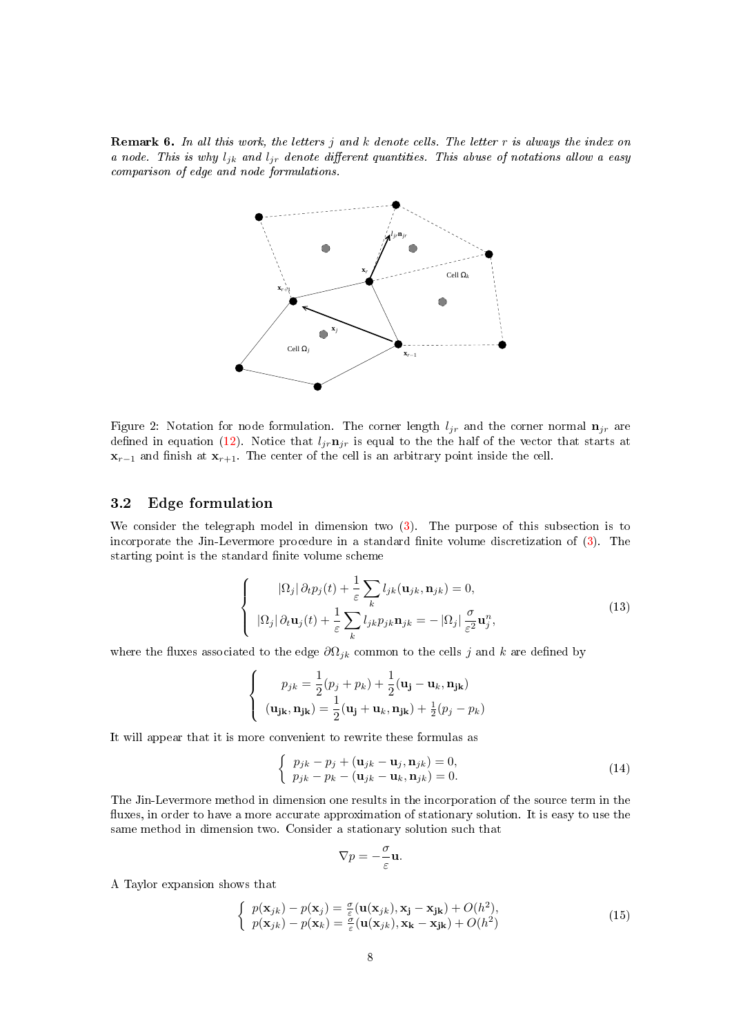**Remark 6.** *In all this work, the letters $j$ and $k$ denote cells. The letter $r$ is always the index on a node. This is why $l_{jk}$ and $l_{jr}$ denote different quantities. This abuse of notations allow a easy comparison of edge and node formulations.*

Figure 2: Notation for node formulation. The corner length $l_{jr}$ and the corner normal $\mathbf{n}_{jr}$ are defined in equation (12). Notice that $l_{jr}\mathbf{n}_{jr}$ is equal to the the half of the vector that starts at $\mathbf{x}_{r-1}$ and finish at $\mathbf{x}_{r+1}$. The center of the cell is an arbitrary point inside the cell.

## 3.2 Edge formulation

We consider the telegraph model in dimension two (3). The purpose of this subsection is to incorporate the Jin-Levermore procedure in a standard finite volume discretization of (3). The starting point is the standard finite volume scheme

$$
\left\{
\begin{array}{c}
|\Omega_j|\,\partial_t p_j(t) + \dfrac{1}{\varepsilon}\displaystyle\sum_k l_{jk}(\mathbf{u}_{jk},\mathbf{n}_{jk}) = 0, \\
|\Omega_j|\,\partial_t \mathbf{u}_j(t) + \dfrac{1}{\varepsilon}\displaystyle\sum_k l_{jk} p_{jk}\mathbf{n}_{jk} = -\,|\Omega_j|\,\dfrac{\sigma}{\varepsilon^2}\mathbf{u}_j^n,
\end{array}
\right.
\tag{13}
$$

where the fluxes associated to the edge $\partial\Omega_{jk}$ common to the cells $j$ and $k$ are defined by

$$
\left\{
\begin{array}{c}
p_{jk} = \dfrac{1}{2}(p_j + p_k) + \dfrac{1}{2}(\mathbf{u_j} - \mathbf{u}_k, \mathbf{n_{jk}}) \\
(\mathbf{u_{jk}}, \mathbf{n_{jk}}) = \dfrac{1}{2}(\mathbf{u_j} + \mathbf{u}_k, \mathbf{n_{jk}}) + \frac{1}{2}(p_j - p_k)
\end{array}
\right.
$$

It will appear that it is more convenient to rewrite these formulas as

$$
\left\{
\begin{array}{l}
p_{jk} - p_j + (\mathbf{u}_{jk} - \mathbf{u}_j, \mathbf{n}_{jk}) = 0, \\
p_{jk} - p_k - (\mathbf{u}_{jk} - \mathbf{u}_k, \mathbf{n}_{jk}) = 0.
\end{array}
\right.
\tag{14}
$$

The Jin-Levermore method in dimension one results in the incorporation of the source term in the fluxes, in order to have a more accurate approximation of stationary solution. It is easy to use the same method in dimension two. Consider a stationary solution such that

$$
\nabla p = -\frac{\sigma}{\varepsilon}\mathbf{u}.
$$

A Taylor expansion shows that

$$
\left\{
\begin{array}{l}
p(\mathbf{x}_{jk}) - p(\mathbf{x}_j) = \frac{\sigma}{\varepsilon}(\mathbf{u}(\mathbf{x}_{jk}), \mathbf{x_j} - \mathbf{x_{jk}}) + O(h^2), \\
p(\mathbf{x}_{jk}) - p(\mathbf{x}_k) = \frac{\sigma}{\varepsilon}(\mathbf{u}(\mathbf{x}_{jk}), \mathbf{x_k} - \mathbf{x_{jk}}) + O(h^2)
\end{array}
\right.
\tag{15}
$$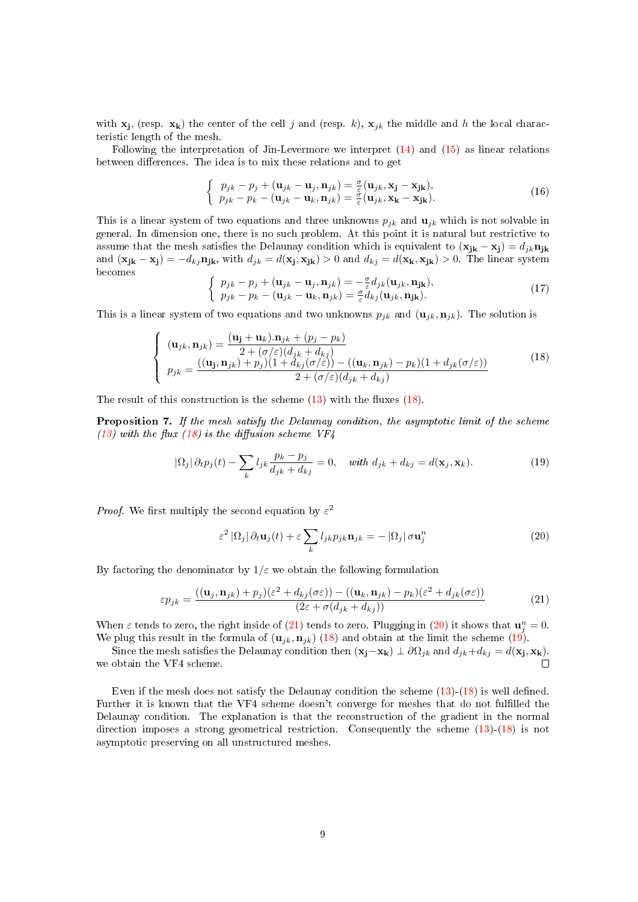with $\mathbf{x_j}$, (resp. $\mathbf{x_k}$) the center of the cell $j$ and (resp. $k$), $\mathbf{x}_{jk}$ the middle and $h$ the local characteristic length of the mesh.

Following the interpretation of Jin-Levermore we interpret (14) and (15) as linear relations between differences. The idea is to mix these relations and to get

$$\begin{cases} p_{jk} - p_j + (\mathbf{u}_{jk} - \mathbf{u}_j, \mathbf{n}_{jk}) = \frac{\sigma}{\varepsilon}(\mathbf{u}_{jk}, \mathbf{x_j} - \mathbf{x_{jk}}), \\ p_{jk} - p_k - (\mathbf{u}_{jk} - \mathbf{u}_k, \mathbf{n}_{jk}) = \frac{\sigma}{\varepsilon}(\mathbf{u}_{jk}, \mathbf{x_k} - \mathbf{x_{jk}}). \end{cases} \tag{16}$$

This is a linear system of two equations and three unknowns $p_{jk}$ and $\mathbf{u}_{jk}$ which is not solvable in general. In dimension one, there is no such problem. At this point it is natural but restrictive to assume that the mesh satisfies the Delaunay condition which is equivalent to $(\mathbf{x_{jk}} - \mathbf{x_j}) = d_{jk}\mathbf{n_{jk}}$ and $(\mathbf{x_{jk}} - \mathbf{x_j}) = -d_{kj}\mathbf{n_{jk}}$, with $d_{jk} = d(\mathbf{x_j}, \mathbf{x_{jk}}) > 0$ and $d_{kj} = d(\mathbf{x_k}, \mathbf{x_{jk}}) > 0$. The linear system becomes

$$\begin{cases} p_{jk} - p_j + (\mathbf{u}_{jk} - \mathbf{u}_j, \mathbf{n}_{jk}) = -\frac{\sigma}{\varepsilon} d_{jk}(\mathbf{u}_{jk}, \mathbf{n_{jk}}), \\ p_{jk} - p_k - (\mathbf{u}_{jk} - \mathbf{u}_k, \mathbf{n}_{jk}) = \frac{\sigma}{\varepsilon} d_{kj}(\mathbf{u}_{jk}, \mathbf{n_{jk}}). \end{cases} \tag{17}$$

This is a linear system of two equations and two unknowns $p_{jk}$ and $(\mathbf{u}_{jk}, \mathbf{n}_{jk})$. The solution is

$$\begin{cases} (\mathbf{u}_{jk}, \mathbf{n}_{jk}) = \dfrac{(\mathbf{u_j} + \mathbf{u_k}).\mathbf{n}_{jk} + (p_j - p_k)}{2 + (\sigma/\varepsilon)(d_{jk} + d_{kj})} \\ p_{jk} = \dfrac{((\mathbf{u_j}, \mathbf{n}_{jk}) + p_j)(1 + d_{kj}(\sigma/\varepsilon)) - ((\mathbf{u}_k, \mathbf{n_{jk}}) - p_k)(1 + d_{jk}(\sigma/\varepsilon))}{2 + (\sigma/\varepsilon)(d_{jk} + d_{kj})} \end{cases} \tag{18}$$

The result of this construction is the scheme (13) with the fluxes (18).

**Proposition 7.** *If the mesh satisfy the Delaunay condition, the asymptotic limit of the scheme (13) with the flux (18) is the diffusion scheme VF4*

$$|\Omega_j|\, \partial_t p_j(t) - \sum_k l_{jk} \frac{p_k - p_j}{d_{jk} + d_{kj}} = 0, \quad \textit{with } d_{jk} + d_{kj} = d(\mathbf{x}_j, \mathbf{x}_k). \tag{19}$$

*Proof.* We first multiply the second equation by $\varepsilon^2$

$$\varepsilon^2\, |\Omega_j|\, \partial_t \mathbf{u}_j(t) + \varepsilon \sum_k l_{jk} p_{jk} \mathbf{n}_{jk} = -\, |\Omega_j|\, \sigma \mathbf{u}_j^n \tag{20}$$

By factoring the denominator by $1/\varepsilon$ we obtain the following formulation

$$\varepsilon p_{jk} = \frac{((\mathbf{u}_j, \mathbf{n}_{jk}) + p_j)(\varepsilon^2 + d_{kj}(\sigma\varepsilon)) - ((\mathbf{u}_k, \mathbf{n}_{jk}) - p_k)(\varepsilon^2 + d_{jk}(\sigma\varepsilon))}{(2\varepsilon + \sigma(d_{jk} + d_{kj}))} \tag{21}$$

When $\varepsilon$ tends to zero, the right inside of (21) tends to zero. Plugging in (20) it shows that $\mathbf{u}_j^n = 0$. We plug this result in the formula of $(\mathbf{u}_{jk}, \mathbf{n}_{jk})$ (18) and obtain at the limit the scheme (19).

Since the mesh satisfies the Delaunay condition then $(\mathbf{x_j} - \mathbf{x_k}) \perp \partial\Omega_{jk}$ and $d_{jk} + d_{kj} = d(\mathbf{x_j}, \mathbf{x_k})$. we obtain the VF4 scheme. ∎

Even if the mesh does not satisfy the Delaunay condition the scheme (13)-(18) is well defined. Further it is known that the VF4 scheme doesn't converge for meshes that do not fulfilled the Delaunay condition. The explanation is that the reconstruction of the gradient in the normal direction imposes a strong geometrical restriction. Consequently the scheme (13)-(18) is not asymptotic preserving on all unstructured meshes.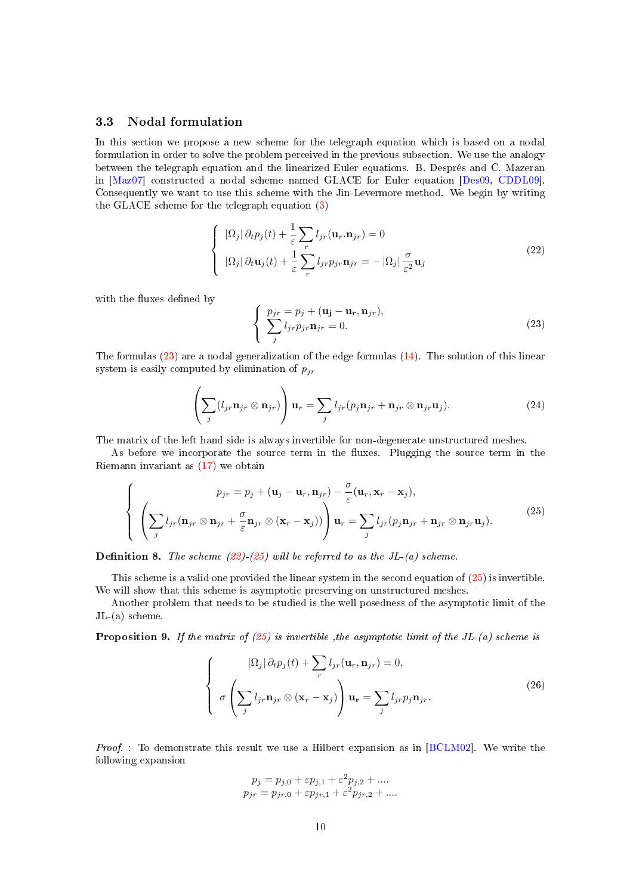### 3.3 Nodal formulation

In this section we propose a new scheme for the telegraph equation which is based on a nodal formulation in order to solve the problem perceived in the previous subsection. We use the analogy between the telegraph equation and the linearized Euler equations. B. Després and C. Mazeran in [Maz07] constructed a nodal scheme named GLACE for Euler equation [Des09, CDDL09]. Consequently we want to use this scheme with the Jin-Levermore method. We begin by writing the GLACE scheme for the telegraph equation (3)

$$
\left\{
\begin{array}{l}
|\Omega_j|\,\partial_t p_j(t) + \dfrac{1}{\varepsilon}\displaystyle\sum_r l_{jr}(\mathbf{u}_r.\mathbf{n}_{jr}) = 0 \\
|\Omega_j|\,\partial_t \mathbf{u}_j(t) + \dfrac{1}{\varepsilon}\displaystyle\sum_r l_{jr} p_{jr}\mathbf{n}_{jr} = -\,|\Omega_j|\,\dfrac{\sigma}{\varepsilon^2}\mathbf{u}_j
\end{array}
\right.
\tag{22}
$$

with the fluxes defined by

$$
\left\{
\begin{array}{l}
p_{jr} = p_j + (\mathbf{u_j} - \mathbf{u_r}, \mathbf{n}_{jr}), \\
\displaystyle\sum_j l_{jr} p_{jr}\mathbf{n}_{jr} = 0.
\end{array}
\right.
\tag{23}
$$

The formulas (23) are a nodal generalization of the edge formulas (14). The solution of this linear system is easily computed by elimination of $p_{jr}$

$$
\left(\sum_j (l_{jr}\mathbf{n}_{jr}\otimes\mathbf{n}_{jr})\right)\mathbf{u}_r = \sum_j l_{jr}(p_j\mathbf{n}_{jr} + \mathbf{n}_{jr}\otimes\mathbf{n}_{jr}\mathbf{u}_j).
\tag{24}
$$

The matrix of the left hand side is always invertible for non-degenerate unstructured meshes.

As before we incorporate the source term in the fluxes. Plugging the source term in the Riemann invariant as (17) we obtain

$$
\left\{
\begin{array}{c}
p_{jr} = p_j + (\mathbf{u}_j - \mathbf{u}_r, \mathbf{n}_{jr}) - \dfrac{\sigma}{\varepsilon}(\mathbf{u}_r, \mathbf{x}_r - \mathbf{x}_j), \\
\left(\displaystyle\sum_j l_{jr}(\mathbf{n}_{jr}\otimes\mathbf{n}_{jr} + \dfrac{\sigma}{\varepsilon}\mathbf{n}_{jr}\otimes(\mathbf{x}_r - \mathbf{x}_j))\right)\mathbf{u}_r = \displaystyle\sum_j l_{jr}(p_j\mathbf{n}_{jr} + \mathbf{n}_{jr}\otimes\mathbf{n}_{jr}\mathbf{u}_j).
\end{array}
\right.
\tag{25}
$$

**Definition 8.** *The scheme (22)-(25) will be referred to as the JL-(a) scheme.*

This scheme is a valid one provided the linear system in the second equation of (25) is invertible. We will show that this scheme is asymptotic preserving on unstructured meshes.

Another problem that needs to be studied is the well posedness of the asymptotic limit of the JL-(a) scheme.

**Proposition 9.** *If the matrix of (25) is invertible ,the asymptotic limit of the JL-(a) scheme is*

$$
\left\{
\begin{array}{c}
|\Omega_j|\,\partial_t p_j(t) + \displaystyle\sum_r l_{jr}(\mathbf{u}_r, \mathbf{n}_{jr}) = 0, \\
\sigma\left(\displaystyle\sum_j l_{jr}\mathbf{n}_{jr}\otimes(\mathbf{x}_r - \mathbf{x}_j)\right)\mathbf{u_r} = \displaystyle\sum_j l_{jr} p_j \mathbf{n}_{jr}.
\end{array}
\right.
\tag{26}
$$

*Proof.* : To demonstrate this result we use a Hilbert expansion as in [BCLM02]. We write the following expansion

$$
\begin{array}{c}
p_j = p_{j,0} + \varepsilon p_{j,1} + \varepsilon^2 p_{j,2} + .... \\
p_{jr} = p_{jr,0} + \varepsilon p_{jr,1} + \varepsilon^2 p_{jr,2} + ....
\end{array}
$$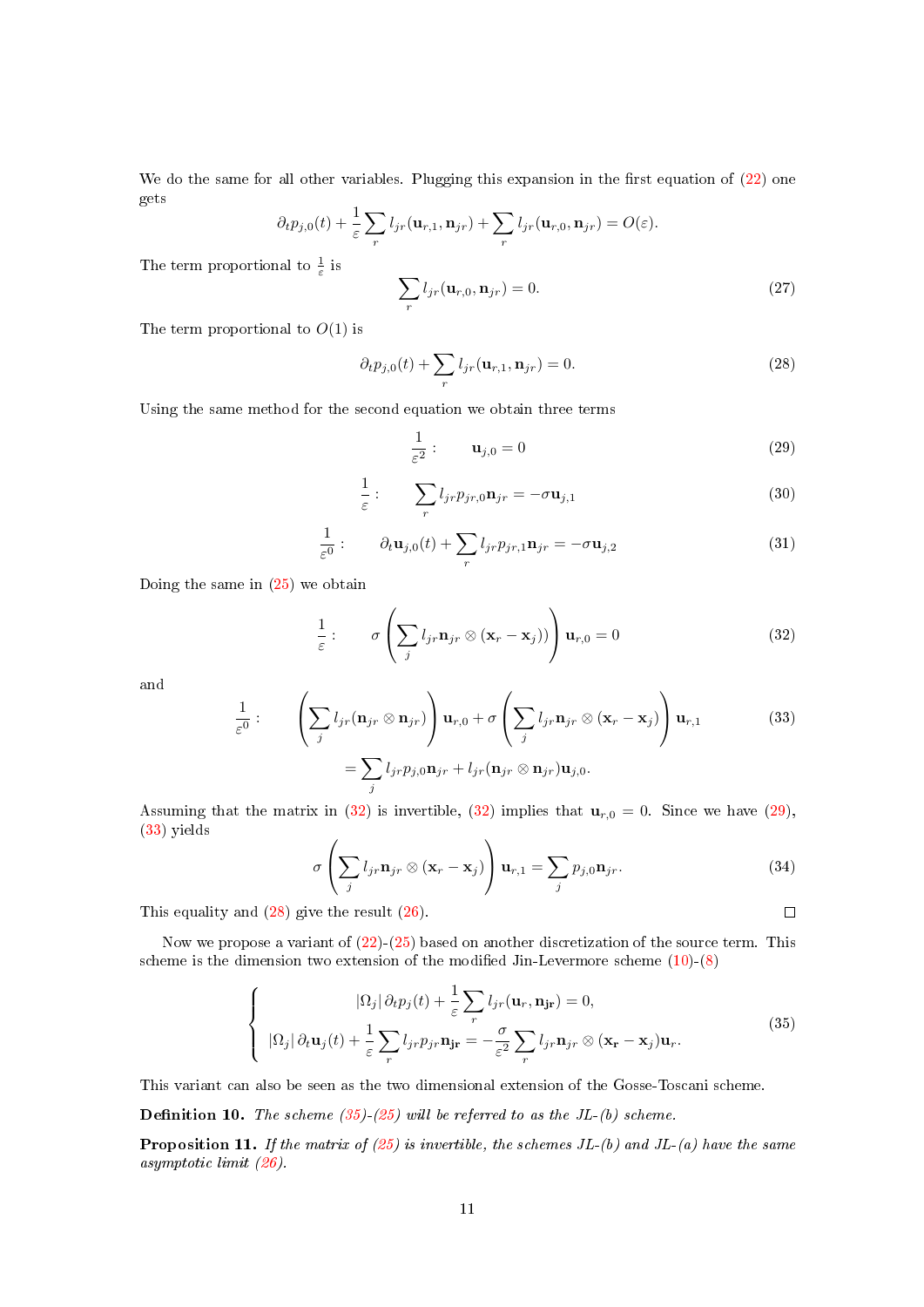We do the same for all other variables. Plugging this expansion in the first equation of (22) one gets

$$\partial_t p_{j,0}(t) + \frac{1}{\varepsilon}\sum_r l_{jr}(\mathbf{u}_{r,1}, \mathbf{n}_{jr}) + \sum_r l_{jr}(\mathbf{u}_{r,0}, \mathbf{n}_{jr}) = O(\varepsilon).$$

The term proportional to $\frac{1}{\varepsilon}$ is

$$\sum_r l_{jr}(\mathbf{u}_{r,0}, \mathbf{n}_{jr}) = 0. \tag{27}$$

The term proportional to $O(1)$ is

$$\partial_t p_{j,0}(t) + \sum_r l_{jr}(\mathbf{u}_{r,1}, \mathbf{n}_{jr}) = 0. \tag{28}$$

Using the same method for the second equation we obtain three terms

$$\frac{1}{\varepsilon^2}: \qquad \mathbf{u}_{j,0} = 0 \tag{29}$$

$$\frac{1}{\varepsilon}: \qquad \sum_r l_{jr} p_{jr,0} \mathbf{n}_{jr} = -\sigma \mathbf{u}_{j,1} \tag{30}$$

$$\frac{1}{\varepsilon^0}: \qquad \partial_t \mathbf{u}_{j,0}(t) + \sum_r l_{jr} p_{jr,1} \mathbf{n}_{jr} = -\sigma \mathbf{u}_{j,2} \tag{31}$$

Doing the same in (25) we obtain

$$\frac{1}{\varepsilon}: \qquad \sigma\left(\sum_j l_{jr} \mathbf{n}_{jr} \otimes (\mathbf{x}_r - \mathbf{x}_j)\right)\mathbf{u}_{r,0} = 0 \tag{32}$$

and

$$\begin{aligned}\frac{1}{\varepsilon^0}: \qquad &\left(\sum_j l_{jr}(\mathbf{n}_{jr} \otimes \mathbf{n}_{jr})\right)\mathbf{u}_{r,0} + \sigma\left(\sum_j l_{jr} \mathbf{n}_{jr} \otimes (\mathbf{x}_r - \mathbf{x}_j)\right)\mathbf{u}_{r,1} \\ &= \sum_j l_{jr} p_{j,0} \mathbf{n}_{jr} + l_{jr}(\mathbf{n}_{jr} \otimes \mathbf{n}_{jr})\mathbf{u}_{j,0}.\end{aligned} \tag{33}$$

Assuming that the matrix in (32) is invertible, (32) implies that $\mathbf{u}_{r,0} = 0$. Since we have (29), (33) yields

$$\sigma\left(\sum_j l_{jr} \mathbf{n}_{jr} \otimes (\mathbf{x}_r - \mathbf{x}_j)\right)\mathbf{u}_{r,1} = \sum_j p_{j,0} \mathbf{n}_{jr}. \tag{34}$$

This equality and (28) give the result (26). ∎

Now we propose a variant of (22)-(25) based on another discretization of the source term. This scheme is the dimension two extension of the modified Jin-Levermore scheme (10)-(8)

$$\begin{cases} |\Omega_j|\, \partial_t p_j(t) + \dfrac{1}{\varepsilon}\displaystyle\sum_r l_{jr}(\mathbf{u}_r, \mathbf{n_{jr}}) = 0, \\ |\Omega_j|\, \partial_t \mathbf{u}_j(t) + \dfrac{1}{\varepsilon}\displaystyle\sum_r l_{jr} p_{jr} \mathbf{n_{jr}} = -\dfrac{\sigma}{\varepsilon^2}\displaystyle\sum_r l_{jr} \mathbf{n}_{jr} \otimes (\mathbf{x_r} - \mathbf{x}_j)\mathbf{u}_r. \end{cases} \tag{35}$$

This variant can also be seen as the two dimensional extension of the Gosse-Toscani scheme.

**Definition 10.** *The scheme (35)-(25) will be referred to as the JL-(b) scheme.*

**Proposition 11.** *If the matrix of (25) is invertible, the schemes JL-(b) and JL-(a) have the same asymptotic limit (26).*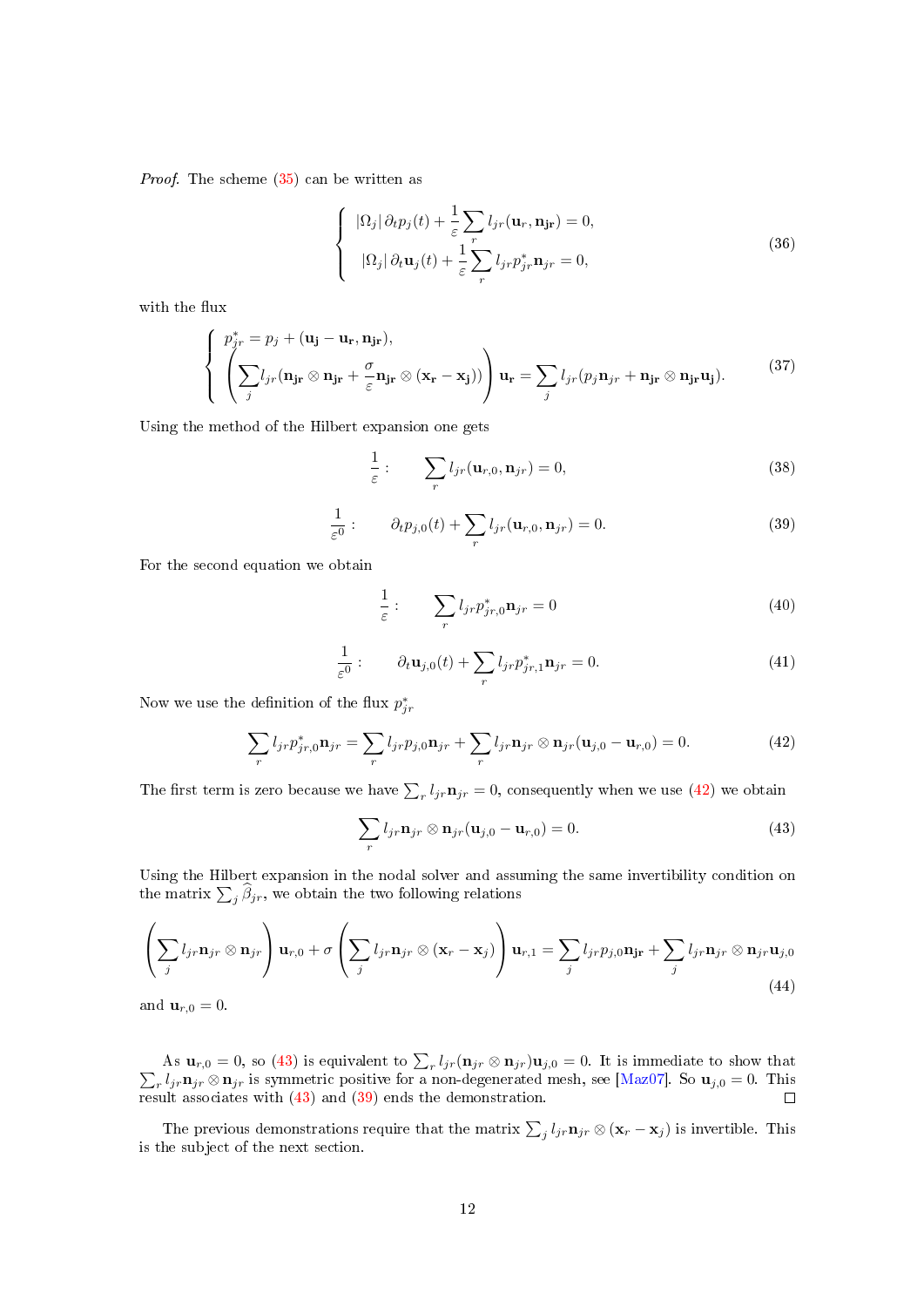*Proof.* The scheme (35) can be written as

$$\left\{\begin{array}{l} |\Omega_j|\, \partial_t p_j(t) + \dfrac{1}{\varepsilon}\displaystyle\sum_r l_{jr}(\mathbf{u}_r, \mathbf{n_{jr}}) = 0, \\ |\Omega_j|\, \partial_t \mathbf{u}_j(t) + \dfrac{1}{\varepsilon}\displaystyle\sum_r l_{jr} p^*_{jr} \mathbf{n}_{jr} = 0, \end{array}\right. \tag{36}$$

with the flux

$$\left\{\begin{array}{l} p^*_{jr} = p_j + (\mathbf{u_j} - \mathbf{u_r}, \mathbf{n_{jr}}), \\ \left(\displaystyle\sum_j l_{jr}(\mathbf{n_{jr}} \otimes \mathbf{n_{jr}} + \dfrac{\sigma}{\varepsilon}\mathbf{n_{jr}} \otimes (\mathbf{x_r} - \mathbf{x_j}))\right)\mathbf{u_r} = \displaystyle\sum_j l_{jr}(p_j \mathbf{n}_{jr} + \mathbf{n_{jr}} \otimes \mathbf{n_{jr}} \mathbf{u_j}). \end{array}\right. \tag{37}$$

Using the method of the Hilbert expansion one gets

$$\frac{1}{\varepsilon}: \qquad \sum_r l_{jr}(\mathbf{u}_{r,0}, \mathbf{n}_{jr}) = 0, \tag{38}$$

$$\frac{1}{\varepsilon^0}: \qquad \partial_t p_{j,0}(t) + \sum_r l_{jr}(\mathbf{u}_{r,0}, \mathbf{n}_{jr}) = 0. \tag{39}$$

For the second equation we obtain

$$\frac{1}{\varepsilon}: \qquad \sum_r l_{jr} p^*_{jr,0} \mathbf{n}_{jr} = 0 \tag{40}$$

$$\frac{1}{\varepsilon^0}: \qquad \partial_t \mathbf{u}_{j,0}(t) + \sum_r l_{jr} p^*_{jr,1} \mathbf{n}_{jr} = 0. \tag{41}$$

Now we use the definition of the flux $p^*_{jr}$

$$\sum_r l_{jr} p^*_{jr,0} \mathbf{n}_{jr} = \sum_r l_{jr} p_{j,0} \mathbf{n}_{jr} + \sum_r l_{jr} \mathbf{n}_{jr} \otimes \mathbf{n}_{jr} (\mathbf{u}_{j,0} - \mathbf{u}_{r,0}) = 0. \tag{42}$$

The first term is zero because we have $\sum_r l_{jr}\mathbf{n}_{jr} = 0$, consequently when we use (42) we obtain

$$\sum_r l_{jr} \mathbf{n}_{jr} \otimes \mathbf{n}_{jr} (\mathbf{u}_{j,0} - \mathbf{u}_{r,0}) = 0. \tag{43}$$

Using the Hilbert expansion in the nodal solver and assuming the same invertibility condition on the matrix $\sum_j \widehat{\beta}_{jr}$, we obtain the two following relations

$$\left(\sum_j l_{jr} \mathbf{n}_{jr} \otimes \mathbf{n}_{jr}\right)\mathbf{u}_{r,0} + \sigma\left(\sum_j l_{jr} \mathbf{n}_{jr} \otimes (\mathbf{x}_r - \mathbf{x}_j)\right)\mathbf{u}_{r,1} = \sum_j l_{jr} p_{j,0} \mathbf{n_{jr}} + \sum_j l_{jr} \mathbf{n}_{jr} \otimes \mathbf{n}_{jr} \mathbf{u}_{j,0} \tag{44}$$

and $\mathbf{u}_{r,0} = 0$.

As $\mathbf{u}_{r,0} = 0$, so (43) is equivalent to $\sum_r l_{jr}(\mathbf{n}_{jr} \otimes \mathbf{n}_{jr})\mathbf{u}_{j,0} = 0$. It is immediate to show that $\sum_r l_{jr} \mathbf{n}_{jr} \otimes \mathbf{n}_{jr}$ is symmetric positive for a non-degenerated mesh, see [Maz07]. So $\mathbf{u}_{j,0} = 0$. This result associates with (43) and (39) ends the demonstration. □

The previous demonstrations require that the matrix $\sum_j l_{jr} \mathbf{n}_{jr} \otimes (\mathbf{x}_r - \mathbf{x}_j)$ is invertible. This is the subject of the next section.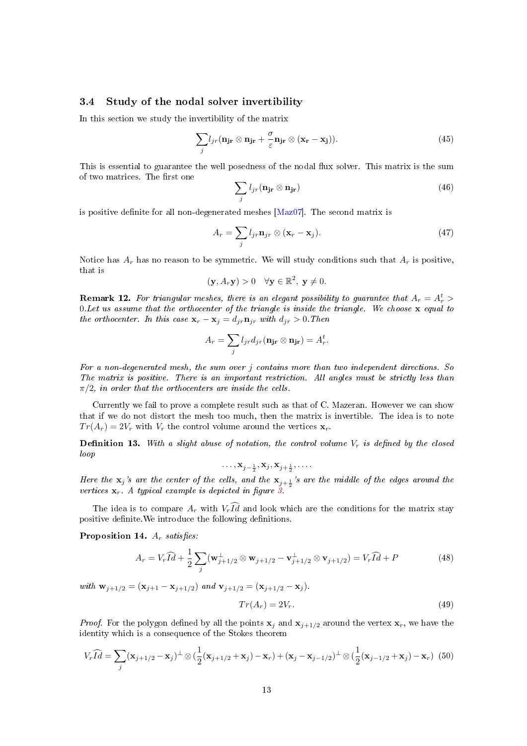### 3.4 Study of the nodal solver invertibility

In this section we study the invertibility of the matrix

$$\sum_j l_{jr}(\mathbf{n_{jr}} \otimes \mathbf{n_{jr}} + \frac{\sigma}{\varepsilon}\mathbf{n_{jr}} \otimes (\mathbf{x_r} - \mathbf{x_j})). \tag{45}$$

This is essential to guarantee the well posedness of the nodal flux solver. This matrix is the sum of two matrices. The first one

$$\sum_j l_{jr}(\mathbf{n_{jr}} \otimes \mathbf{n_{jr}}) \tag{46}$$

is positive definite for all non-degenerated meshes [Maz07]. The second matrix is

$$A_r = \sum_j l_{jr}\mathbf{n}_{jr} \otimes (\mathbf{x}_r - \mathbf{x}_j). \tag{47}$$

Notice has $A_r$ has no reason to be symmetric. We will study conditions such that $A_r$ is positive, that is

$$(\mathbf{y}, A_r\mathbf{y}) > 0 \quad \forall \mathbf{y} \in \mathbb{R}^2,\ \mathbf{y} \neq 0.$$

**Remark 12.** *For triangular meshes, there is an elegant possibility to guarantee that $A_r = A_r^t > 0$.Let us assume that the orthocenter of the triangle is inside the triangle. We choose $\mathbf{x}$ equal to the orthocenter. In this case $\mathbf{x}_r - \mathbf{x}_j = d_{jr}\mathbf{n}_{jr}$ with $d_{jr} > 0$.Then*

$$A_r = \sum_j l_{jr}d_{jr}(\mathbf{n_{jr}} \otimes \mathbf{n_{jr}}) = A_r^t.$$

*For a non-degenerated mesh, the sum over $j$ contains more than two independent directions. So The matrix is positive. There is an important restriction. All angles must be strictly less than $\pi/2$, in order that the orthocenters are inside the cells.*

Currently we fail to prove a complete result such as that of C. Mazeran. However we can show that if we do not distort the mesh too much, then the matrix is invertible. The idea is to note $Tr(A_r) = 2V_r$ with $V_r$ the control volume around the vertices $\mathbf{x}_r$.

**Definition 13.** *With a slight abuse of notation, the control volume $V_r$ is defined by the closed loop*

$$\ldots, \mathbf{x}_{j-\frac{1}{2}}, \mathbf{x}_j, \mathbf{x}_{j+\frac{1}{2}}, \ldots.$$

*Here the $\mathbf{x}_j$'s are the center of the cells, and the $\mathbf{x}_{j+\frac{1}{2}}$'s are the middle of the edges around the vertices $\mathbf{x}_r$. A typical example is depicted in figure 3.*

The idea is to compare $A_r$ with $V_r\widehat{Id}$ and look which are the conditions for the matrix stay positive definite.We introduce the following definitions.

**Proposition 14.** *$A_r$ satisfies:*

$$A_r = V_r\widehat{Id} + \frac{1}{2}\sum_j(\mathbf{w}_{j+1/2}^{\perp} \otimes \mathbf{w}_{j+1/2} - \mathbf{v}_{j+1/2}^{\perp} \otimes \mathbf{v}_{j+1/2}) = V_r\widehat{Id} + P \tag{48}$$

*with $\mathbf{w}_{j+1/2} = (\mathbf{x}_{j+1} - \mathbf{x}_{j+1/2})$ and $\mathbf{v}_{j+1/2} = (\mathbf{x}_{j+1/2} - \mathbf{x}_j)$.*

$$Tr(A_r) = 2V_r. \tag{49}$$

*Proof.* For the polygon defined by all the points $\mathbf{x}_j$ and $\mathbf{x}_{j+1/2}$ around the vertex $\mathbf{x}_r$, we have the identity which is a consequence of the Stokes theorem

$$V_r\widehat{Id} = \sum_j(\mathbf{x}_{j+1/2} - \mathbf{x}_j)^{\perp} \otimes (\frac{1}{2}(\mathbf{x}_{j+1/2} + \mathbf{x}_j) - \mathbf{x}_r) + (\mathbf{x}_j - \mathbf{x}_{j-1/2})^{\perp} \otimes (\frac{1}{2}(\mathbf{x}_{j-1/2} + \mathbf{x}_j) - \mathbf{x}_r) \tag{50}$$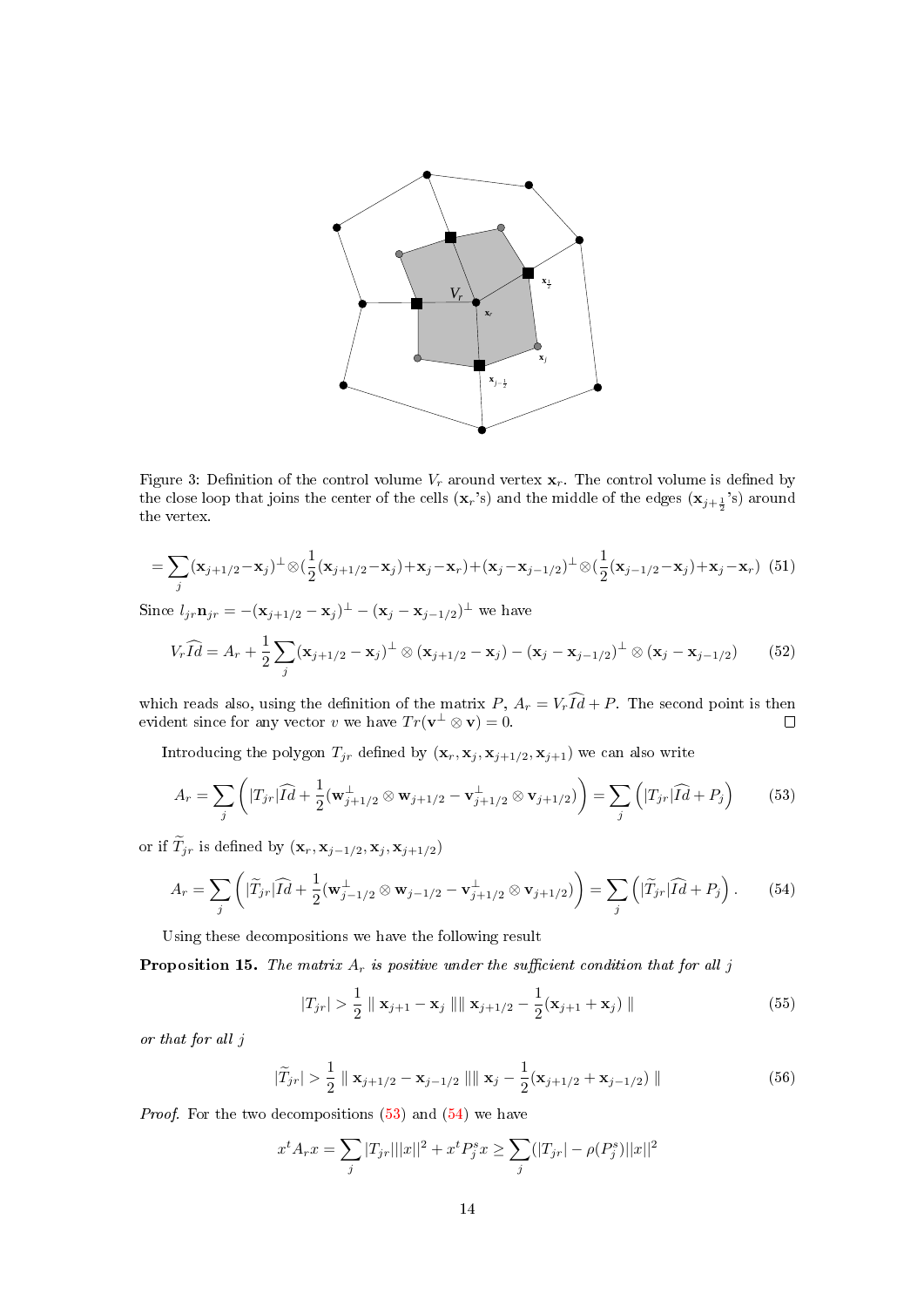Figure 3: Definition of the control volume $V_r$ around vertex $\mathbf{x}_r$. The control volume is defined by the close loop that joins the center of the cells ($\mathbf{x}_r$'s) and the middle of the edges ($\mathbf{x}_{j+\frac{1}{2}}$'s) around the vertex.

$$= \sum_j (\mathbf{x}_{j+1/2}-\mathbf{x}_j)^\perp \otimes (\frac{1}{2}(\mathbf{x}_{j+1/2}-\mathbf{x}_j)+\mathbf{x}_j-\mathbf{x}_r)+(\mathbf{x}_j-\mathbf{x}_{j-1/2})^\perp \otimes (\frac{1}{2}(\mathbf{x}_{j-1/2}-\mathbf{x}_j)+\mathbf{x}_j-\mathbf{x}_r) \quad (51)$$

Since $l_{jr}\mathbf{n}_{jr} = -(\mathbf{x}_{j+1/2}-\mathbf{x}_j)^\perp - (\mathbf{x}_j - \mathbf{x}_{j-1/2})^\perp$ we have

$$V_r\widehat{Id} = A_r + \frac{1}{2}\sum_j (\mathbf{x}_{j+1/2}-\mathbf{x}_j)^\perp \otimes (\mathbf{x}_{j+1/2}-\mathbf{x}_j) - (\mathbf{x}_j-\mathbf{x}_{j-1/2})^\perp \otimes (\mathbf{x}_j-\mathbf{x}_{j-1/2}) \quad (52)$$

which reads also, using the definition of the matrix $P$, $A_r = V_r\widehat{Id} + P$. The second point is then evident since for any vector $v$ we have $Tr(\mathbf{v}^\perp \otimes \mathbf{v}) = 0$. □

Introducing the polygon $T_{jr}$ defined by $(\mathbf{x}_r, \mathbf{x}_j, \mathbf{x}_{j+1/2}, \mathbf{x}_{j+1})$ we can also write

$$A_r = \sum_j \left( |T_{jr}|\widehat{Id} + \frac{1}{2}(\mathbf{w}_{j+1/2}^\perp \otimes \mathbf{w}_{j+1/2} - \mathbf{v}_{j+1/2}^\perp \otimes \mathbf{v}_{j+1/2})\right) = \sum_j \left(|T_{jr}|\widehat{Id} + P_j\right) \quad (53)$$

or if $\widetilde{T}_{jr}$ is defined by $(\mathbf{x}_r, \mathbf{x}_{j-1/2}, \mathbf{x}_j, \mathbf{x}_{j+1/2})$

$$A_r = \sum_j \left( |\widetilde{T}_{jr}|\widehat{Id} + \frac{1}{2}(\mathbf{w}_{j-1/2}^\perp \otimes \mathbf{w}_{j-1/2} - \mathbf{v}_{j+1/2}^\perp \otimes \mathbf{v}_{j+1/2})\right) = \sum_j \left(|\widetilde{T}_{jr}|\widehat{Id} + P_j\right). \quad (54)$$

Using these decompositions we have the following result

**Proposition 15.** *The matrix $A_r$ is positive under the sufficient condition that for all $j$*

$$|T_{jr}| > \frac{1}{2} \parallel \mathbf{x}_{j+1} - \mathbf{x}_j \parallel \parallel \mathbf{x}_{j+1/2} - \frac{1}{2}(\mathbf{x}_{j+1}+\mathbf{x}_j) \parallel \quad (55)$$

*or that for all $j$*

$$|\widetilde{T}_{jr}| > \frac{1}{2} \parallel \mathbf{x}_{j+1/2} - \mathbf{x}_{j-1/2} \parallel \parallel \mathbf{x}_j - \frac{1}{2}(\mathbf{x}_{j+1/2}+\mathbf{x}_{j-1/2}) \parallel \quad (56)$$

*Proof.* For the two decompositions (53) and (54) we have

$$x^t A_r x = \sum_j |T_{jr}| ||x||^2 + x^t P_j^s x \geq \sum_j (|T_{jr}| - \rho(P_j^s)) ||x||^2$$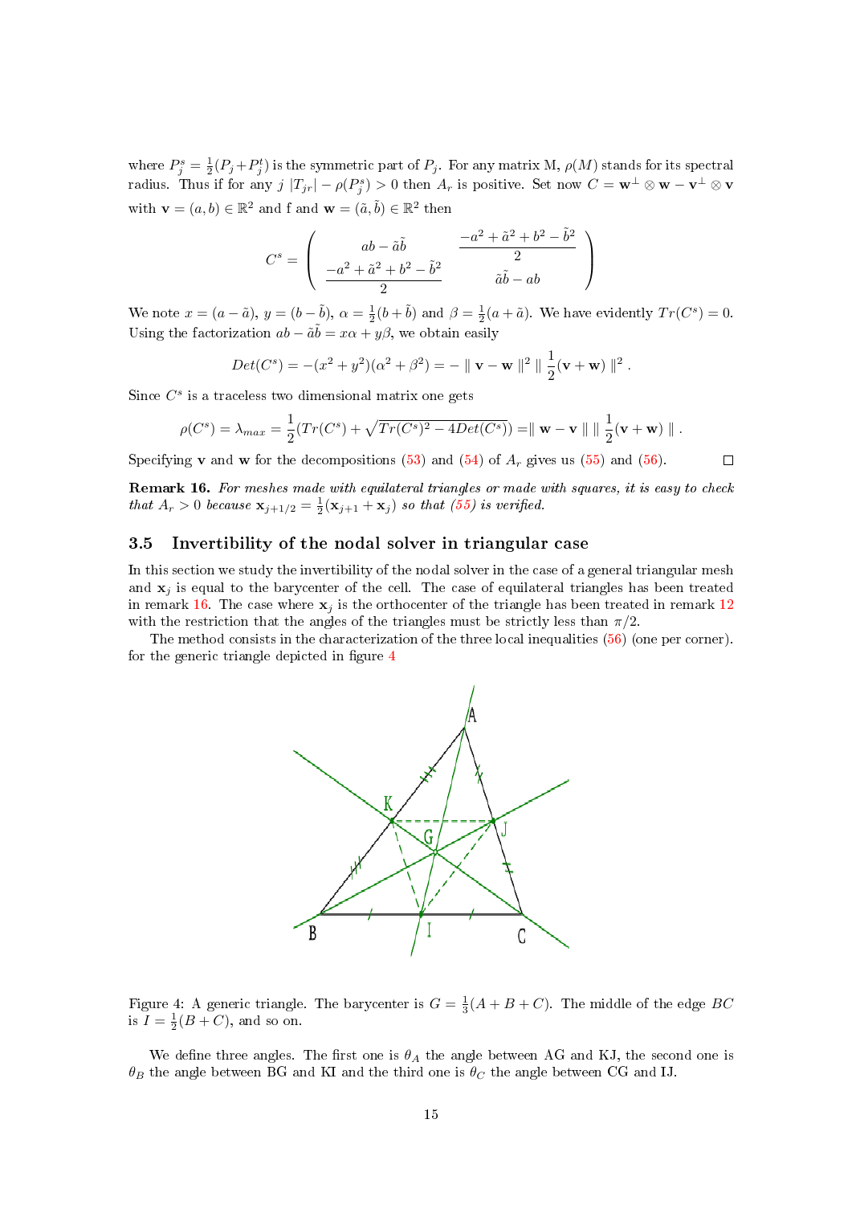where $P_j^s = \frac{1}{2}(P_j + P_j^t)$ is the symmetric part of $P_j$. For any matrix M, $\rho(M)$ stands for its spectral radius. Thus if for any $j$ $|T_{jr}| - \rho(P_j^s) > 0$ then $A_r$ is positive. Set now $C = \mathbf{w}^\perp \otimes \mathbf{w} - \mathbf{v}^\perp \otimes \mathbf{v}$ with $\mathbf{v} = (a, b) \in \mathbb{R}^2$ and f and $\mathbf{w} = (\tilde{a}, \tilde{b}) \in \mathbb{R}^2$ then

$$
C^s = \begin{pmatrix} ab - \tilde{a}\tilde{b} & \dfrac{-a^2 + \tilde{a}^2 + b^2 - \tilde{b}^2}{2} \\ \dfrac{-a^2 + \tilde{a}^2 + b^2 - \tilde{b}^2}{2} & \tilde{a}\tilde{b} - ab \end{pmatrix}
$$

We note $x = (a - \tilde{a})$, $y = (b - \tilde{b})$, $\alpha = \frac{1}{2}(b + \tilde{b})$ and $\beta = \frac{1}{2}(a + \tilde{a})$. We have evidently $Tr(C^s) = 0$. Using the factorization $ab - \tilde{a}\tilde{b} = x\alpha + y\beta$, we obtain easily

$$
Det(C^s) = -(x^2 + y^2)(\alpha^2 + \beta^2) = - \parallel \mathbf{v} - \mathbf{w} \parallel^2 \parallel \frac{1}{2}(\mathbf{v} + \mathbf{w}) \parallel^2 .
$$

Since $C^s$ is a traceless two dimensional matrix one gets

$$
\rho(C^s) = \lambda_{max} = \frac{1}{2}(Tr(C^s) + \sqrt{Tr(C^s)^2 - 4Det(C^s)}) = \parallel \mathbf{w} - \mathbf{v} \parallel \parallel \frac{1}{2}(\mathbf{v} + \mathbf{w}) \parallel .
$$

Specifying $\mathbf{v}$ and $\mathbf{w}$ for the decompositions (53) and (54) of $A_r$ gives us (55) and (56). $\square$

**Remark 16.** *For meshes made with equilateral triangles or made with squares, it is easy to check that $A_r > 0$ because $\mathbf{x}_{j+1/2} = \frac{1}{2}(\mathbf{x}_{j+1} + \mathbf{x}_j)$ so that (55) is verified.*

## 3.5 Invertibility of the nodal solver in triangular case

In this section we study the invertibility of the nodal solver in the case of a general triangular mesh and $\mathbf{x}_j$ is equal to the barycenter of the cell. The case of equilateral triangles has been treated in remark 16. The case where $\mathbf{x}_j$ is the orthocenter of the triangle has been treated in remark 12 with the restriction that the angles of the triangles must be strictly less than $\pi/2$.

The method consists in the characterization of the three local inequalities (56) (one per corner). for the generic triangle depicted in figure 4

Figure 4: A generic triangle. The barycenter is $G = \frac{1}{3}(A + B + C)$. The middle of the edge $BC$ is $I = \frac{1}{2}(B + C)$, and so on.

We define three angles. The first one is $\theta_A$ the angle between AG and KJ, the second one is $\theta_B$ the angle between BG and KI and the third one is $\theta_C$ the angle between CG and IJ.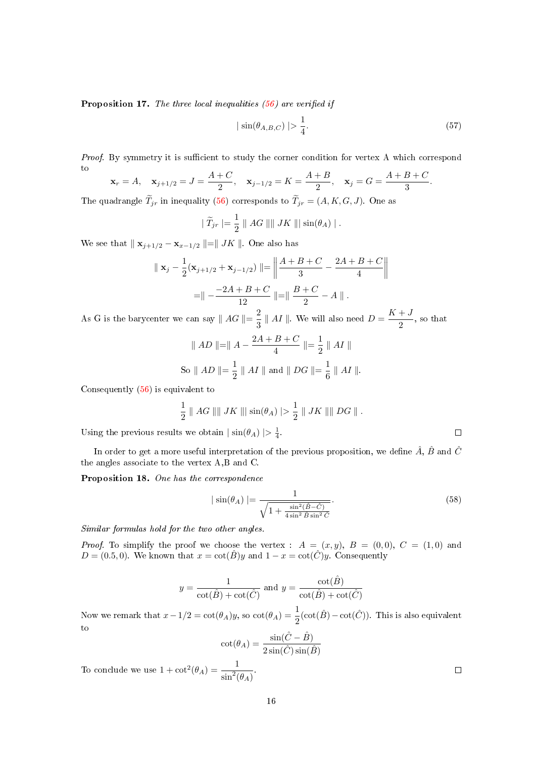**Proposition 17.** *The three local inequalities (56) are verified if*

$$| \sin(\theta_{A,B,C}) | > \frac{1}{4}. \tag{57}$$

*Proof.* By symmetry it is sufficient to study the corner condition for vertex A which correspond to

$$\mathbf{x}_r = A, \quad \mathbf{x}_{j+1/2} = J = \frac{A+C}{2}, \quad \mathbf{x}_{j-1/2} = K = \frac{A+B}{2}, \quad \mathbf{x}_j = G = \frac{A+B+C}{3}.$$

The quadrangle $\widetilde{T}_{jr}$ in inequality (56) corresponds to $\widetilde{T}_{jr} = (A, K, G, J)$. One as

$$| \widetilde{T}_{jr} | = \frac{1}{2} \| AG \| \| JK \| \sin(\theta_A) | .$$

We see that $\| \mathbf{x}_{j+1/2} - \mathbf{x}_{x-1/2} \| = \| JK \|$. One also has

$$\| \mathbf{x}_j - \frac{1}{2}(\mathbf{x}_{j+1/2} + \mathbf{x}_{j-1/2}) \| = \left\| \frac{A+B+C}{3} - \frac{2A+B+C}{4} \right\|$$

$$= \| -\frac{-2A+B+C}{12} \| = \| \frac{B+C}{2} - A \| .$$

As G is the barycenter we can say $\| AG \| = \frac{2}{3} \| AI \|$. We will also need $D = \frac{K+J}{2}$, so that

$$\| AD \| = \| A - \frac{2A+B+C}{4} \| = \frac{1}{2} \| AI \|$$

$$\text{So } \| AD \| = \frac{1}{2} \| AI \| \text{ and } \| DG \| = \frac{1}{6} \| AI \|.$$

Consequently (56) is equivalent to

$$\frac{1}{2} \| AG \| \| JK \| | \sin(\theta_A) | > \frac{1}{2} \| JK \| \| DG \| .$$

Using the previous results we obtain $| \sin(\theta_A) | > \frac{1}{4}$. □

In order to get a more useful interpretation of the previous proposition, we define $\hat{A}$, $\hat{B}$ and $\hat{C}$ the angles associate to the vertex A,B and C.

**Proposition 18.** *One has the correspondence*

$$| \sin(\theta_A) | = \frac{1}{\sqrt{1 + \frac{\sin^2(\hat{B}-\hat{C})}{4\sin^2\hat{B}\sin^2\hat{C}}}}. \tag{58}$$

*Similar formulas hold for the two other angles.*

*Proof.* To simplify the proof we choose the vertex : $A = (x, y)$, $B = (0, 0)$, $C = (1, 0)$ and $D = (0.5, 0)$. We known that $x = \cot(\hat{B})y$ and $1 - x = \cot(\hat{C})y$. Consequently

$$y = \frac{1}{\cot(\hat{B}) + \cot(\hat{C})} \text{ and } y = \frac{\cot(\hat{B})}{\cot(\hat{B}) + \cot(\hat{C})}$$

Now we remark that $x - 1/2 = \cot(\theta_A)y$, so $\cot(\theta_A) = \frac{1}{2}(\cot(\hat{B}) - \cot(\hat{C}))$. This is also equivalent to

$$\cot(\theta_A) = \frac{\sin(\hat{C} - \hat{B})}{2\sin(\hat{C})\sin(\hat{B})}$$

To conclude we use $1 + \cot^2(\theta_A) = \frac{1}{\sin^2(\theta_A)}$. □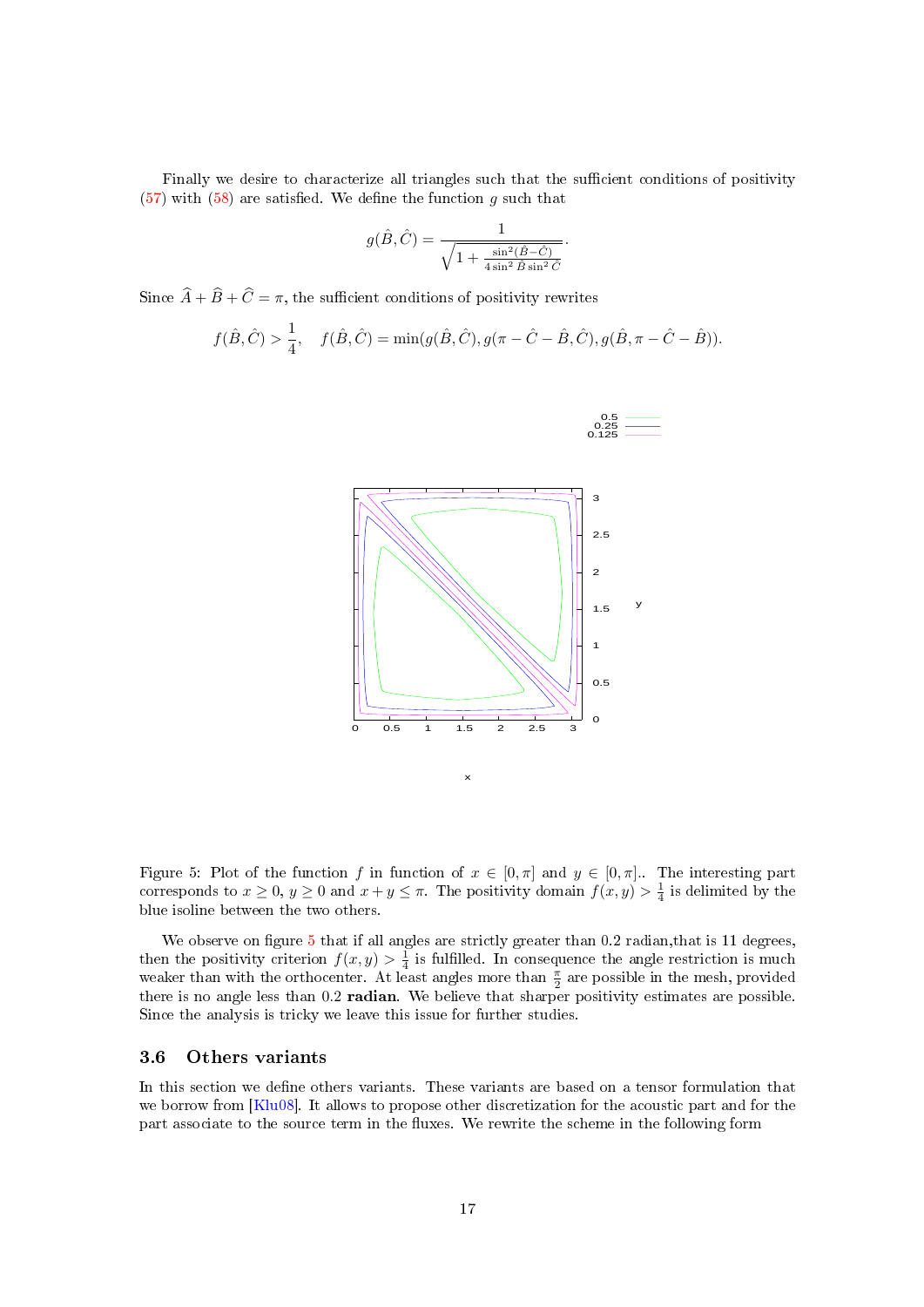Finally we desire to characterize all triangles such that the sufficient conditions of positivity (57) with (58) are satisfied. We define the function $g$ such that

$$g(\hat{B}, \hat{C}) = \frac{1}{\sqrt{1 + \frac{\sin^2(\hat{B}-\hat{C})}{4\sin^2\hat{B}\sin^2\hat{C}}}}.$$

Since $\widehat{A} + \widehat{B} + \widehat{C} = \pi$, the sufficient conditions of positivity rewrites

$$f(\hat{B}, \hat{C}) > \frac{1}{4}, \quad f(\hat{B}, \hat{C}) = \min(g(\hat{B}, \hat{C}), g(\pi - \hat{C} - \hat{B}, \hat{C}), g(\hat{B}, \pi - \hat{C} - \hat{B})).$$

Figure 5: Plot of the function $f$ in function of $x \in [0, \pi]$ and $y \in [0, \pi]$.. The interesting part corresponds to $x \geq 0$, $y \geq 0$ and $x + y \leq \pi$. The positivity domain $f(x, y) > \frac{1}{4}$ is delimited by the blue isoline between the two others.

We observe on figure 5 that if all angles are strictly greater than 0.2 radian,that is 11 degrees, then the positivity criterion $f(x, y) > \frac{1}{4}$ is fulfilled. In consequence the angle restriction is much weaker than with the orthocenter. At least angles more than $\frac{\pi}{2}$ are possible in the mesh, provided there is no angle less than 0.2 **radian**. We believe that sharper positivity estimates are possible. Since the analysis is tricky we leave this issue for further studies.

### 3.6 Others variants

In this section we define others variants. These variants are based on a tensor formulation that we borrow from [Klu08]. It allows to propose other discretization for the acoustic part and for the part associate to the source term in the fluxes. We rewrite the scheme in the following form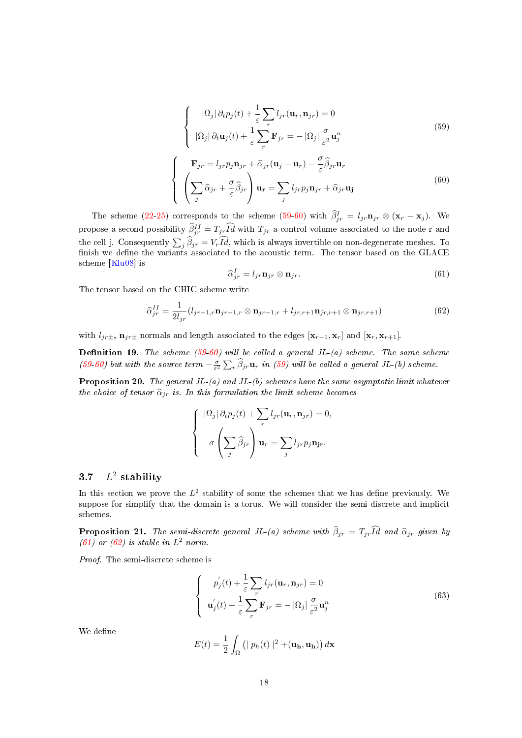$$
\left\{
\begin{array}{l}
|\Omega_j|\, \partial_t p_j(t) + \dfrac{1}{\varepsilon} \displaystyle\sum_r l_{jr}(\mathbf{u}_r, \mathbf{n}_{jr}) = 0 \\
|\Omega_j|\, \partial_t \mathbf{u}_j(t) + \dfrac{1}{\varepsilon} \displaystyle\sum_r \mathbf{F}_{jr} = -\,|\Omega_j|\, \dfrac{\sigma}{\varepsilon^2} \mathbf{u}_j^n
\end{array}
\right.
\tag{59}
$$

$$
\left\{
\begin{array}{l}
\mathbf{F}_{jr} = l_{jr} p_j \mathbf{n}_{jr} + \widehat{\alpha}_{jr}(\mathbf{u}_j - \mathbf{u}_r) - \dfrac{\sigma}{\varepsilon} \widehat{\beta}_{jr} \mathbf{u}_r \\
\left( \displaystyle\sum_j \widehat{\alpha}_{jr} + \dfrac{\sigma}{\varepsilon} \widehat{\beta}_{jr} \right) \mathbf{u_r} = \displaystyle\sum_j l_{jr} p_j \mathbf{n}_{jr} + \widehat{\alpha}_{jr} \mathbf{u_j}
\end{array}
\right.
\tag{60}
$$

The scheme (22-25) corresponds to the scheme (59-60) with $\widehat{\beta}_{jr}^I = l_{jr}\mathbf{n}_{jr} \otimes (\mathbf{x}_r - \mathbf{x}_j)$. We propose a second possibility $\widehat{\beta}_{jr}^{II} = T_{jr}\widehat{Id}$ with $T_{jr}$ a control volume associated to the node r and the cell j. Consequently $\sum_j \widehat{\beta}_{jr} = V_r \widehat{Id}$, which is always invertible on non-degenerate meshes. To finish we define the variants associated to the acoustic term. The tensor based on the GLACE scheme [Klu08] is

$$
\widehat{\alpha}_{jr}^I = l_{jr}\mathbf{n}_{jr} \otimes \mathbf{n}_{jr}. \tag{61}
$$

The tensor based on the CHIC scheme write

$$
\widehat{\alpha}_{jr}^{II} = \frac{1}{2l_{jr}} (l_{jr-1,r}\mathbf{n}_{jr-1,r} \otimes \mathbf{n}_{jr-1,r} + l_{jr,r+1}\mathbf{n}_{jr,r+1} \otimes \mathbf{n}_{jr,r+1}) \tag{62}
$$

with $l_{jr\pm}$, $\mathbf{n}_{jr\pm}$ normals and length associated to the edges $[\mathbf{x}_{r-1}, \mathbf{x}_r]$ and $[\mathbf{x}_r, \mathbf{x}_{r+1}]$.

**Definition 19.** *The scheme (59-60) will be called a general JL-(a) scheme. The same scheme (59-60) but with the source term $-\frac{\sigma}{\varepsilon^2}\sum_r \widehat{\beta}_{jr}\mathbf{u}_r$ in (59) will be called a general JL-(b) scheme.*

**Proposition 20.** *The general JL-(a) and JL-(b) schemes have the same asymptotic limit whatever the choice of tensor $\widehat{\alpha}_{jr}$ is. In this formulation the limit scheme becomes*

$$
\left\{
\begin{array}{l}
|\Omega_j|\, \partial_t p_j(t) + \displaystyle\sum_r l_{jr}(\mathbf{u}_r, \mathbf{n}_{jr}) = 0, \\
\sigma \left( \displaystyle\sum_j \widehat{\beta}_{jr} \right) \mathbf{u}_r = \displaystyle\sum_j l_{jr} p_j \mathbf{n_{jr}}.
\end{array}
\right.
$$

### 3.7 $L^2$ stability

In this section we prove the $L^2$ stability of some the schemes that we has define previously. We suppose for simplify that the domain is a torus. We will consider the semi-discrete and implicit schemes.

**Proposition 21.** *The semi-discrete general JL-(a) scheme with $\widehat{\beta}_{jr} = T_{jr}\widehat{Id}$ and $\widehat{\alpha}_{jr}$ given by (61) or (62) is stable in $L^2$ norm.*

*Proof.* The semi-discrete scheme is

$$
\left\{
\begin{array}{l}
p_j^{'}(t) + \dfrac{1}{\varepsilon} \displaystyle\sum_r l_{jr}(\mathbf{u}_r, \mathbf{n}_{jr}) = 0 \\
\mathbf{u}_j^{'}(t) + \dfrac{1}{\varepsilon} \displaystyle\sum_r \mathbf{F}_{jr} = -\,|\Omega_j|\, \dfrac{\sigma}{\varepsilon^2} \mathbf{u}_j^n
\end{array}
\right.
\tag{63}
$$

We define

$$
E(t) = \frac{1}{2} \int_\Omega \left( |\, p_h(t)\,|^2 + (\mathbf{u_h}, \mathbf{u_h}) \right) d\mathbf{x}
$$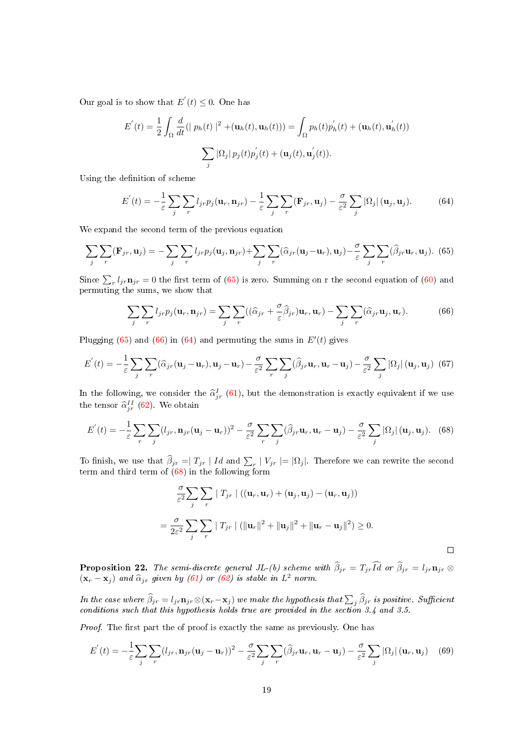Our goal is to show that $E^{'}(t) \leq 0$. One has

$$E^{'}(t) = \frac{1}{2}\int_{\Omega} \frac{d}{dt}(\mid p_h(t) \mid^2 + (\mathbf{u}_h(t), \mathbf{u}_h(t))) = \int_{\Omega} p_h(t)p_h^{'}(t) + (\mathbf{u}_h(t), \mathbf{u}_h^{'}(t))$$

$$\sum_j |\Omega_j| \, p_j(t)p_j^{'}(t) + (\mathbf{u}_j(t), \mathbf{u}_j^{'}(t)).$$

Using the definition of scheme

$$E^{'}(t) = -\frac{1}{\varepsilon}\sum_j \sum_r l_{jr} p_j (\mathbf{u}_r, \mathbf{n}_{jr}) - \frac{1}{\varepsilon}\sum_j \sum_r (\mathbf{F}_{jr}, \mathbf{u}_j) - \frac{\sigma}{\varepsilon^2}\sum_j |\Omega_j| \, (\mathbf{u}_j, \mathbf{u}_j). \tag{64}$$

We expand the second term of the previous equation

$$\sum_j \sum_r (\mathbf{F}_{jr}, \mathbf{u}_j) = -\sum_j \sum_r l_{jr} p_j (\mathbf{u}_j, \mathbf{n}_{jr}) + \sum_j \sum_r (\widehat{\alpha}_{jr}(\mathbf{u}_j - \mathbf{u}_r), \mathbf{u}_j) - \frac{\sigma}{\varepsilon}\sum_j \sum_r (\widehat{\beta}_{jr}\mathbf{u}_r, \mathbf{u}_j). \tag{65}$$

Since $\sum_r l_{jr}\mathbf{n}_{jr} = 0$ the first term of (65) is zero. Summing on r the second equation of (60) and permuting the sums, we show that

$$\sum_j \sum_r l_{jr} p_j (\mathbf{u}_r, \mathbf{n}_{jr}) = \sum_j \sum_r ((\widehat{\alpha}_{jr} + \frac{\sigma}{\varepsilon}\widehat{\beta}_{jr})\mathbf{u}_r, \mathbf{u}_r) - \sum_j \sum_r (\widehat{\alpha}_{jr}\mathbf{u}_j, \mathbf{u}_r). \tag{66}$$

Plugging (65) and (66) in (64) and permuting the sums in $E'(t)$ gives

$$E^{'}(t) = -\frac{1}{\varepsilon}\sum_j \sum_r (\widehat{\alpha}_{jr}(\mathbf{u}_j - \mathbf{u}_r), \mathbf{u}_j - \mathbf{u}_r) - \frac{\sigma}{\varepsilon^2}\sum_r \sum_j (\widehat{\beta}_{jr}\mathbf{u}_r, \mathbf{u}_r - \mathbf{u}_j) - \frac{\sigma}{\varepsilon^2}\sum_j |\Omega_j| \, (\mathbf{u}_j, \mathbf{u}_j) \tag{67}$$

In the following, we consider the $\widehat{\alpha}_{jr}^{I}$ (61), but the demonstration is exactly equivalent if we use the tensor $\widehat{\alpha}_{jr}^{II}$ (62). We obtain

$$E^{'}(t) = -\frac{1}{\varepsilon}\sum_r \sum_j (l_{jr}, \mathbf{n}_{jr}(\mathbf{u}_j - \mathbf{u}_r))^2 - \frac{\sigma}{\varepsilon^2}\sum_r \sum_j (\widehat{\beta}_{jr}\mathbf{u}_r, \mathbf{u}_r - \mathbf{u}_j) - \frac{\sigma}{\varepsilon^2}\sum_j |\Omega_j| \, (\mathbf{u}_j, \mathbf{u}_j). \tag{68}$$

To finish, we use that $\widehat{\beta}_{jr} = \mid T_{jr} \mid Id$ and $\sum_r \mid V_{jr} \mid = |\Omega_j|$. Therefore we can rewrite the second term and third term of (68) in the following form

$$\frac{\sigma}{\varepsilon^2}\sum_j \sum_r \mid T_{jr} \mid ((\mathbf{u}_r, \mathbf{u}_r) + (\mathbf{u}_j, \mathbf{u}_j) - (\mathbf{u}_r, \mathbf{u}_j))$$

$$= \frac{\sigma}{2\varepsilon^2}\sum_j \sum_r \mid T_{jr} \mid (\|\mathbf{u}_r\|^2 + \|\mathbf{u}_j\|^2 + \|\mathbf{u}_r - \mathbf{u}_j\|^2) \geq 0.$$

□

**Proposition 22.** *The semi-discrete general JL-(b) scheme with $\widehat{\beta}_{jr} = T_{jr}\widehat{Id}$ or $\widehat{\beta}_{jr} = l_{jr}\mathbf{n}_{jr} \otimes (\mathbf{x}_r - \mathbf{x}_j)$ and $\widehat{\alpha}_{jr}$ given by (61) or (62) is stable in $L^2$ norm.*

*In the case where $\widehat{\beta}_{jr} = l_{jr}\mathbf{n}_{jr} \otimes (\mathbf{x}_r - \mathbf{x}_j)$ we make the hypothesis that $\sum_j \widehat{\beta}_{jr}$ is positive. Sufficient conditions such that this hypothesis holds true are provided in the section 3.4 and 3.5.*

*Proof.* The first part the of proof is exactly the same as previously. One has

$$E^{'}(t) = -\frac{1}{\varepsilon}\sum_j \sum_r (l_{jr}, \mathbf{n}_{jr}(\mathbf{u}_j - \mathbf{u}_r))^2 - \frac{\sigma}{\varepsilon^2}\sum_j \sum_r (\widehat{\beta}_{jr}\mathbf{u}_r, \mathbf{u}_r - \mathbf{u}_j) - \frac{\sigma}{\varepsilon^2}\sum_j |\Omega_j| \, (\mathbf{u}_r, \mathbf{u}_j) \tag{69}$$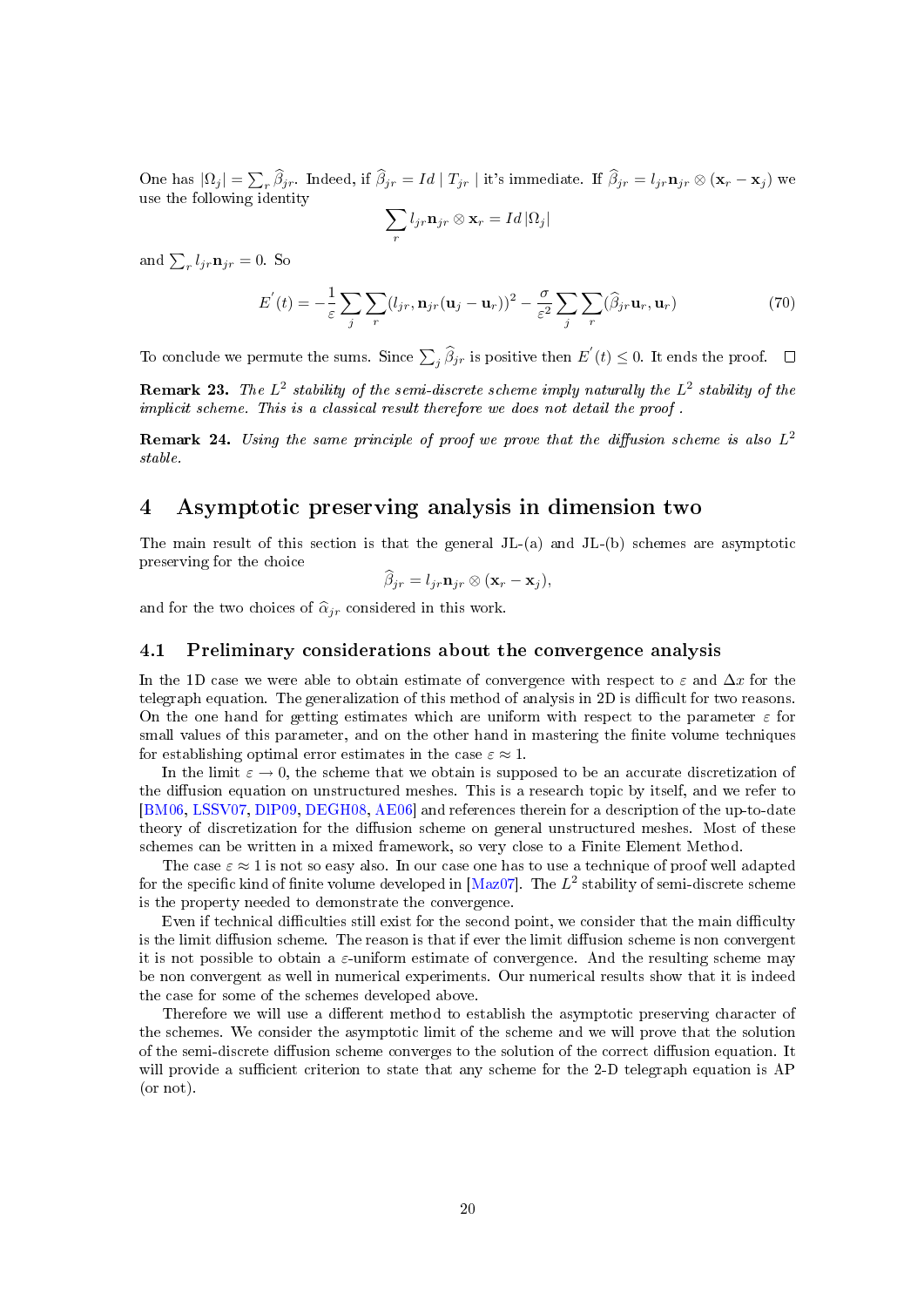One has $|\Omega_j| = \sum_r \widehat{\beta}_{jr}$. Indeed, if $\widehat{\beta}_{jr} = Id \mid T_{jr} \mid$ it's immediate. If $\widehat{\beta}_{jr} = l_{jr}\mathbf{n}_{jr} \otimes (\mathbf{x}_r - \mathbf{x}_j)$ we use the following identity

$$\sum_r l_{jr}\mathbf{n}_{jr} \otimes \mathbf{x}_r = Id\,|\Omega_j|$$

and $\sum_r l_{jr}\mathbf{n}_{jr} = 0$. So

$$E^{'}(t) = -\frac{1}{\varepsilon}\sum_j \sum_r (l_{jr}, \mathbf{n}_{jr}(\mathbf{u}_j - \mathbf{u}_r))^2 - \frac{\sigma}{\varepsilon^2}\sum_j \sum_r (\widehat{\beta}_{jr}\mathbf{u}_r, \mathbf{u}_r) \tag{70}$$

To conclude we permute the sums. Since $\sum_j \widehat{\beta}_{jr}$ is positive then $E^{'}(t) \leq 0$. It ends the proof. □

**Remark 23.** *The $L^2$ stability of the semi-discrete scheme imply naturally the $L^2$ stability of the implicit scheme. This is a classical result therefore we does not detail the proof .*

**Remark 24.** *Using the same principle of proof we prove that the diffusion scheme is also $L^2$ stable.*

# 4 Asymptotic preserving analysis in dimension two

The main result of this section is that the general JL-(a) and JL-(b) schemes are asymptotic preserving for the choice

$$\widehat{\beta}_{jr} = l_{jr}\mathbf{n}_{jr} \otimes (\mathbf{x}_r - \mathbf{x}_j),$$

and for the two choices of $\widehat{\alpha}_{jr}$ considered in this work.

## 4.1 Preliminary considerations about the convergence analysis

In the 1D case we were able to obtain estimate of convergence with respect to $\varepsilon$ and $\Delta x$ for the telegraph equation. The generalization of this method of analysis in 2D is difficult for two reasons. On the one hand for getting estimates which are uniform with respect to the parameter $\varepsilon$ for small values of this parameter, and on the other hand in mastering the finite volume techniques for establishing optimal error estimates in the case $\varepsilon \approx 1$.

In the limit $\varepsilon \to 0$, the scheme that we obtain is supposed to be an accurate discretization of the diffusion equation on unstructured meshes. This is a research topic by itself, and we refer to [BM06, LSSV07, DlP09, DEGH08, AE06] and references therein for a description of the up-to-date theory of discretization for the diffusion scheme on general unstructured meshes. Most of these schemes can be written in a mixed framework, so very close to a Finite Element Method.

The case $\varepsilon \approx 1$ is not so easy also. In our case one has to use a technique of proof well adapted for the specific kind of finite volume developed in [Maz07]. The $L^2$ stability of semi-discrete scheme is the property needed to demonstrate the convergence.

Even if technical difficulties still exist for the second point, we consider that the main difficulty is the limit diffusion scheme. The reason is that if ever the limit diffusion scheme is non convergent it is not possible to obtain a $\varepsilon$-uniform estimate of convergence. And the resulting scheme may be non convergent as well in numerical experiments. Our numerical results show that it is indeed the case for some of the schemes developed above.

Therefore we will use a different method to establish the asymptotic preserving character of the schemes. We consider the asymptotic limit of the scheme and we will prove that the solution of the semi-discrete diffusion scheme converges to the solution of the correct diffusion equation. It will provide a sufficient criterion to state that any scheme for the 2-D telegraph equation is AP (or not).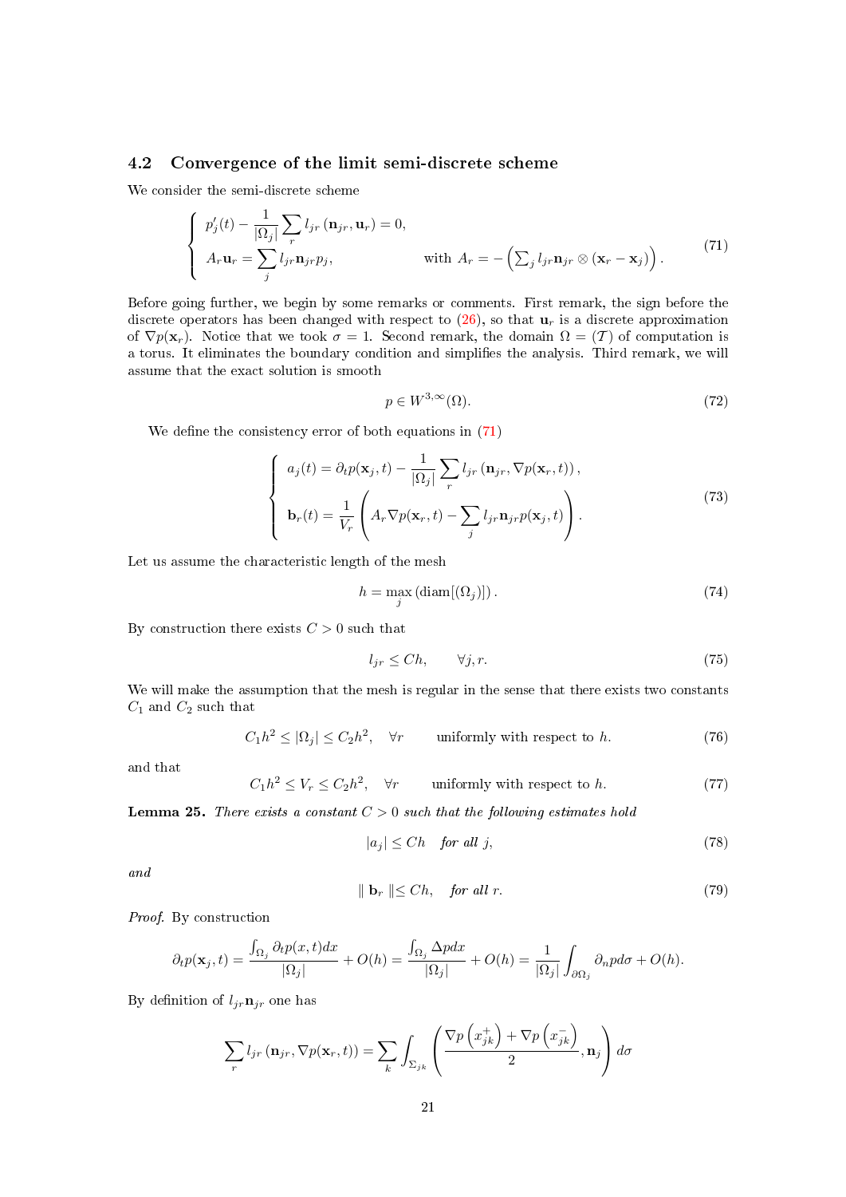### 4.2 Convergence of the limit semi-discrete scheme

We consider the semi-discrete scheme

$$
\left\{
\begin{array}{ll}
p_j'(t) - \dfrac{1}{|\Omega_j|} \displaystyle\sum_r l_{jr} \left( \mathbf{n}_{jr}, \mathbf{u}_r \right) = 0, & \\
A_r \mathbf{u}_r = \displaystyle\sum_j l_{jr} \mathbf{n}_{jr} p_j, & \text{with } A_r = -\left( \sum_j l_{jr} \mathbf{n}_{jr} \otimes (\mathbf{x}_r - \mathbf{x}_j) \right).
\end{array}
\right.
\tag{71}
$$

Before going further, we begin by some remarks or comments. First remark, the sign before the discrete operators has been changed with respect to (26), so that $\mathbf{u}_r$ is a discrete approximation of $\nabla p(\mathbf{x}_r)$. Notice that we took $\sigma = 1$. Second remark, the domain $\Omega = (\mathcal{T})$ of computation is a torus. It eliminates the boundary condition and simplifies the analysis. Third remark, we will assume that the exact solution is smooth

$$
p \in W^{3,\infty}(\Omega). \tag{72}
$$

We define the consistency error of both equations in (71)

$$
\left\{
\begin{array}{l}
a_j(t) = \partial_t p(\mathbf{x}_j, t) - \dfrac{1}{|\Omega_j|} \displaystyle\sum_r l_{jr} \left( \mathbf{n}_{jr}, \nabla p(\mathbf{x}_r, t) \right), \\
\mathbf{b}_r(t) = \dfrac{1}{V_r} \left( A_r \nabla p(\mathbf{x}_r, t) - \displaystyle\sum_j l_{jr} \mathbf{n}_{jr} p(\mathbf{x}_j, t) \right).
\end{array}
\right.
\tag{73}
$$

Let us assume the characteristic length of the mesh

$$
h = \max_j \left( \text{diam}[(\Omega_j)] \right). \tag{74}
$$

By construction there exists $C > 0$ such that

$$
l_{jr} \le Ch, \qquad \forall j, r. \tag{75}
$$

We will make the assumption that the mesh is regular in the sense that there exists two constants $C_1$ and $C_2$ such that

$$
C_1 h^2 \le |\Omega_j| \le C_2 h^2, \quad \forall r \qquad \text{uniformly with respect to } h. \tag{76}
$$

and that

$$
C_1 h^2 \le V_r \le C_2 h^2, \quad \forall r \qquad \text{uniformly with respect to } h. \tag{77}
$$

**Lemma 25.** *There exists a constant $C > 0$ such that the following estimates hold*

$$
|a_j| \le Ch \quad \textit{for all } j, \tag{78}
$$

*and*

$$
\| \mathbf{b}_r \| \le Ch, \quad \textit{for all } r. \tag{79}
$$

*Proof.* By construction

$$
\partial_t p(\mathbf{x}_j, t) = \frac{\int_{\Omega_j} \partial_t p(x, t) dx}{|\Omega_j|} + O(h) = \frac{\int_{\Omega_j} \Delta p dx}{|\Omega_j|} + O(h) = \frac{1}{|\Omega_j|} \int_{\partial \Omega_j} \partial_n p d\sigma + O(h).
$$

By definition of $l_{jr} \mathbf{n}_{jr}$ one has

$$
\sum_r l_{jr} \left( \mathbf{n}_{jr}, \nabla p(\mathbf{x}_r, t) \right) = \sum_k \int_{\Sigma_{jk}} \left( \frac{\nabla p\left(x_{jk}^+\right) + \nabla p\left(x_{jk}^-\right)}{2}, \mathbf{n}_j \right) d\sigma
$$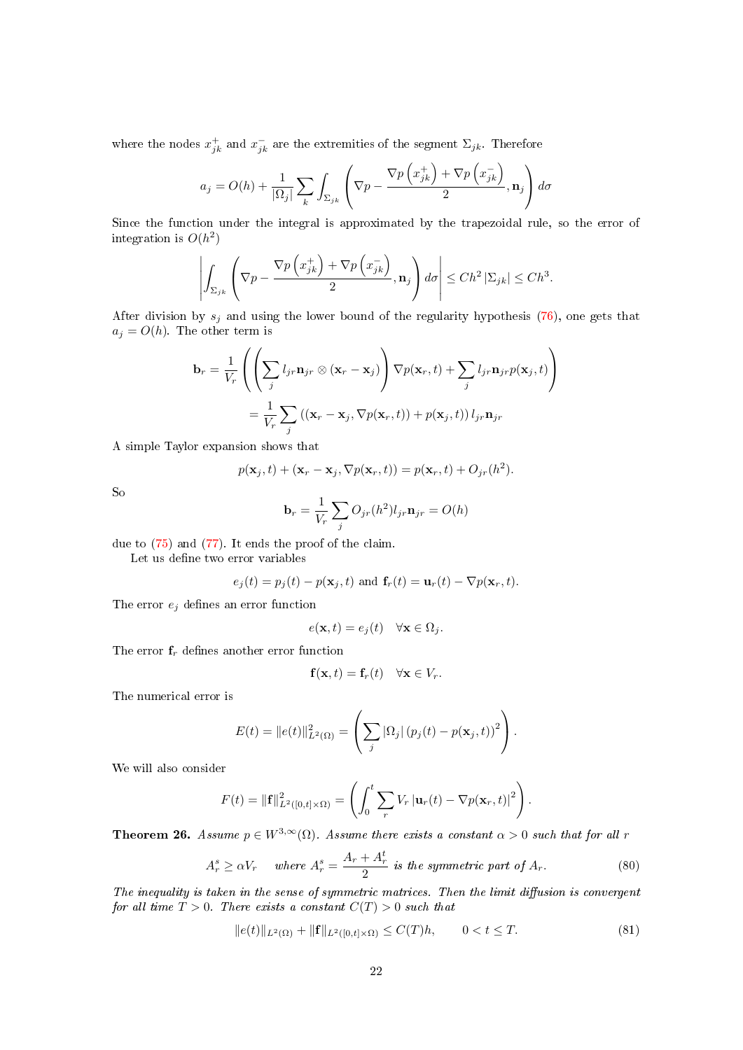where the nodes $x_{jk}^+$ and $x_{jk}^-$ are the extremities of the segment $\Sigma_{jk}$. Therefore

$$a_j = O(h) + \frac{1}{|\Omega_j|} \sum_k \int_{\Sigma_{jk}} \left( \nabla p - \frac{\nabla p\left(x_{jk}^+\right) + \nabla p\left(x_{jk}^-\right)}{2}, \mathbf{n}_j \right) d\sigma$$

Since the function under the integral is approximated by the trapezoidal rule, so the error of integration is $O(h^2)$

$$\left| \int_{\Sigma_{jk}} \left( \nabla p - \frac{\nabla p\left(x_{jk}^+\right) + \nabla p\left(x_{jk}^-\right)}{2}, \mathbf{n}_j \right) d\sigma \right| \leq Ch^2 \left|\Sigma_{jk}\right| \leq Ch^3.$$

After division by $s_j$ and using the lower bound of the regularity hypothesis (76), one gets that $a_j = O(h)$. The other term is

$$\mathbf{b}_r = \frac{1}{V_r} \left( \left( \sum_j l_{jr} \mathbf{n}_{jr} \otimes (\mathbf{x}_r - \mathbf{x}_j) \right) \nabla p(\mathbf{x}_r, t) + \sum_j l_{jr} \mathbf{n}_{jr} p(\mathbf{x}_j, t) \right)$$

$$= \frac{1}{V_r} \sum_j \left( (\mathbf{x}_r - \mathbf{x}_j, \nabla p(\mathbf{x}_r, t)) + p(\mathbf{x}_j, t) \right) l_{jr} \mathbf{n}_{jr}$$

A simple Taylor expansion shows that

$$p(\mathbf{x}_j, t) + (\mathbf{x}_r - \mathbf{x}_j, \nabla p(\mathbf{x}_r, t)) = p(\mathbf{x}_r, t) + O_{jr}(h^2).$$

So

$$\mathbf{b}_r = \frac{1}{V_r} \sum_j O_{jr}(h^2) l_{jr} \mathbf{n}_{jr} = O(h)$$

due to (75) and (77). It ends the proof of the claim.

Let us define two error variables

$$e_j(t) = p_j(t) - p(\mathbf{x}_j, t) \text{ and } \mathbf{f}_r(t) = \mathbf{u}_r(t) - \nabla p(\mathbf{x}_r, t).$$

The error $e_j$ defines an error function

$$e(\mathbf{x}, t) = e_j(t) \quad \forall \mathbf{x} \in \Omega_j.$$

The error $\mathbf{f}_r$ defines another error function

$$\mathbf{f}(\mathbf{x}, t) = \mathbf{f}_r(t) \quad \forall \mathbf{x} \in V_r.$$

The numerical error is

$$E(t) = \|e(t)\|_{L^2(\Omega)}^2 = \left( \sum_j |\Omega_j| \left(p_j(t) - p(\mathbf{x}_j, t)\right)^2 \right).$$

We will also consider

$$F(t) = \|\mathbf{f}\|_{L^2([0,t]\times\Omega)}^2 = \left( \int_0^t \sum_r V_r \left|\mathbf{u}_r(t) - \nabla p(\mathbf{x}_r, t)\right|^2 \right).$$

**Theorem 26.** *Assume $p \in W^{3,\infty}(\Omega)$. Assume there exists a constant $\alpha > 0$ such that for all $r$*

$$A_r^s \geq \alpha V_r \quad \textit{where } A_r^s = \frac{A_r + A_r^t}{2} \textit{ is the symmetric part of } A_r. \tag{80}$$

*The inequality is taken in the sense of symmetric matrices. Then the limit diffusion is convergent for all time $T > 0$. There exists a constant $C(T) > 0$ such that*

$$\|e(t)\|_{L^2(\Omega)} + \|\mathbf{f}\|_{L^2([0,t]\times\Omega)} \leq C(T)h, \qquad 0 < t \leq T. \tag{81}$$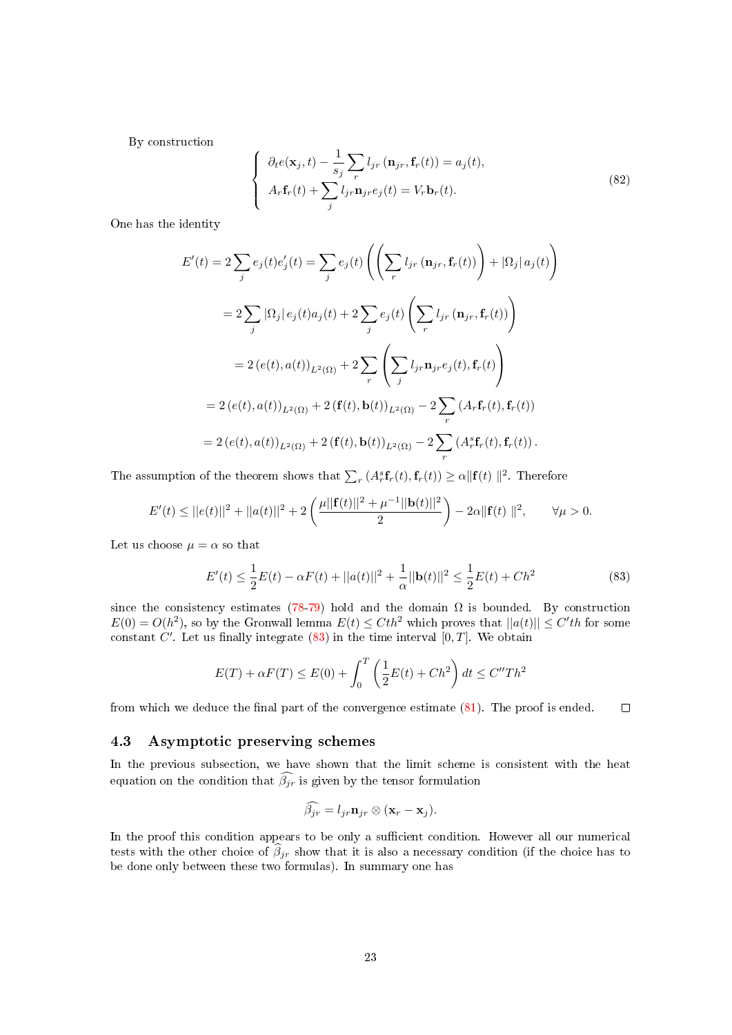By construction

$$
\left\{
\begin{array}{l}
\partial_t e(\mathbf{x}_j, t) - \dfrac{1}{s_j} \displaystyle\sum_r l_{jr} \left(\mathbf{n}_{jr}, \mathbf{f}_r(t)\right) = a_j(t), \\
A_r \mathbf{f}_r(t) + \displaystyle\sum_j l_{jr} \mathbf{n}_{jr} e_j(t) = V_r \mathbf{b}_r(t).
\end{array}
\right.
\tag{82}
$$

One has the identity

$$
\begin{aligned}
E'(t) = 2\sum_j e_j(t) e_j'(t) &= \sum_j e_j(t) \left( \left( \sum_r l_{jr} \left(\mathbf{n}_{jr}, \mathbf{f}_r(t)\right) \right) + |\Omega_j|\, a_j(t) \right) \\
&= 2\sum_j |\Omega_j|\, e_j(t) a_j(t) + 2\sum_j e_j(t) \left( \sum_r l_{jr} \left(\mathbf{n}_{jr}, \mathbf{f}_r(t)\right) \right) \\
&= 2\left(e(t), a(t)\right)_{L^2(\Omega)} + 2\sum_r \left( \sum_j l_{jr} \mathbf{n}_{jr} e_j(t), \mathbf{f}_r(t) \right) \\
&= 2\left(e(t), a(t)\right)_{L^2(\Omega)} + 2\left(\mathbf{f}(t), \mathbf{b}(t)\right)_{L^2(\Omega)} - 2\sum_r \left(A_r \mathbf{f}_r(t), \mathbf{f}_r(t)\right) \\
&= 2\left(e(t), a(t)\right)_{L^2(\Omega)} + 2\left(\mathbf{f}(t), \mathbf{b}(t)\right)_{L^2(\Omega)} - 2\sum_r \left(A_r^s \mathbf{f}_r(t), \mathbf{f}_r(t)\right).
\end{aligned}
$$

The assumption of the theorem shows that $\sum_r \left(A_r^s \mathbf{f}_r(t), \mathbf{f}_r(t)\right) \geq \alpha \|\mathbf{f}(t)\ \|^2$. Therefore

$$
E'(t) \leq ||e(t)||^2 + ||a(t)||^2 + 2\left( \frac{\mu ||\mathbf{f}(t)||^2 + \mu^{-1}||\mathbf{b}(t)||^2}{2} \right) - 2\alpha \|\mathbf{f}(t)\ \|^2, \qquad \forall \mu > 0.
$$

Let us choose $\mu = \alpha$ so that

$$
E'(t) \leq \frac{1}{2}E(t) - \alpha F(t) + ||a(t)||^2 + \frac{1}{\alpha}||\mathbf{b}(t)||^2 \leq \frac{1}{2}E(t) + Ch^2
\tag{83}
$$

since the consistency estimates (78-79) hold and the domain $\Omega$ is bounded. By construction $E(0) = O(h^2)$, so by the Gronwall lemma $E(t) \leq Cth^2$ which proves that $||a(t)|| \leq C'th$ for some constant $C'$. Let us finally integrate (83) in the time interval $[0, T]$. We obtain

$$
E(T) + \alpha F(T) \leq E(0) + \int_0^T \left( \frac{1}{2}E(t) + Ch^2 \right) dt \leq C'' T h^2
$$

from which we deduce the final part of the convergence estimate (81). The proof is ended. □

### 4.3 Asymptotic preserving schemes

In the previous subsection, we have shown that the limit scheme is consistent with the heat equation on the condition that $\widehat{\beta_{jr}}$ is given by the tensor formulation

$$
\widehat{\beta_{jr}} = l_{jr} \mathbf{n}_{jr} \otimes (\mathbf{x}_r - \mathbf{x}_j).
$$

In the proof this condition appears to be only a sufficient condition. However all our numerical tests with the other choice of $\widehat{\beta}_{jr}$ show that it is also a necessary condition (if the choice has to be done only between these two formulas). In summary one has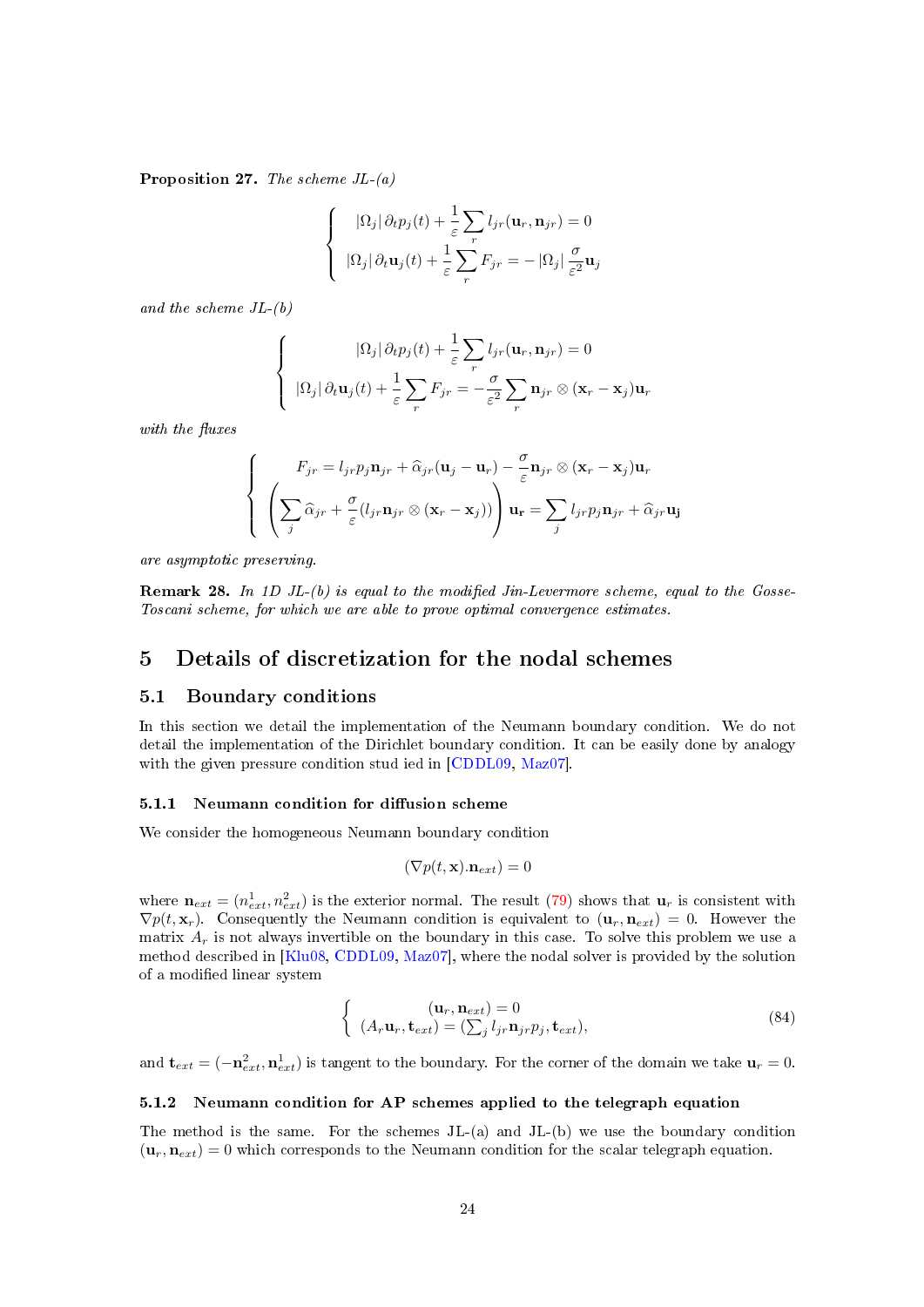**Proposition 27.** *The scheme JL-(a)*

$$
\left\{
\begin{array}{c}
|\Omega_j|\,\partial_t p_j(t) + \dfrac{1}{\varepsilon}\displaystyle\sum_r l_{jr}(\mathbf{u}_r, \mathbf{n}_{jr}) = 0 \\
|\Omega_j|\,\partial_t \mathbf{u}_j(t) + \dfrac{1}{\varepsilon}\displaystyle\sum_r F_{jr} = -\,|\Omega_j|\,\dfrac{\sigma}{\varepsilon^2}\mathbf{u}_j
\end{array}
\right.
$$

*and the scheme JL-(b)*

$$
\left\{
\begin{array}{c}
|\Omega_j|\,\partial_t p_j(t) + \dfrac{1}{\varepsilon}\displaystyle\sum_r l_{jr}(\mathbf{u}_r, \mathbf{n}_{jr}) = 0 \\
|\Omega_j|\,\partial_t \mathbf{u}_j(t) + \dfrac{1}{\varepsilon}\displaystyle\sum_r F_{jr} = -\dfrac{\sigma}{\varepsilon^2}\displaystyle\sum_r \mathbf{n}_{jr}\otimes(\mathbf{x}_r - \mathbf{x}_j)\mathbf{u}_r
\end{array}
\right.
$$

*with the fluxes*

$$
\left\{
\begin{array}{c}
F_{jr} = l_{jr}p_j\mathbf{n}_{jr} + \widehat{\alpha}_{jr}(\mathbf{u}_j - \mathbf{u}_r) - \dfrac{\sigma}{\varepsilon}\mathbf{n}_{jr}\otimes(\mathbf{x}_r - \mathbf{x}_j)\mathbf{u}_r \\
\left(\displaystyle\sum_j \widehat{\alpha}_{jr} + \dfrac{\sigma}{\varepsilon}(l_{jr}\mathbf{n}_{jr}\otimes(\mathbf{x}_r - \mathbf{x}_j))\right)\mathbf{u}_r = \displaystyle\sum_j l_{jr}p_j\mathbf{n}_{jr} + \widehat{\alpha}_{jr}\mathbf{u}_j
\end{array}
\right.
$$

*are asymptotic preserving.*

**Remark 28.** *In 1D JL-(b) is equal to the modified Jin-Levermore scheme, equal to the Gosse-Toscani scheme, for which we are able to prove optimal convergence estimates.*

# 5 Details of discretization for the nodal schemes

## 5.1 Boundary conditions

In this section we detail the implementation of the Neumann boundary condition. We do not detail the implementation of the Dirichlet boundary condition. It can be easily done by analogy with the given pressure condition stud ied in [CDDL09, Maz07].

### 5.1.1 Neumann condition for diffusion scheme

We consider the homogeneous Neumann boundary condition

$$
(\nabla p(t, \mathbf{x}).\mathbf{n}_{ext}) = 0
$$

where $\mathbf{n}_{ext} = (n^1_{ext}, n^2_{ext})$ is the exterior normal. The result (79) shows that $\mathbf{u}_r$ is consistent with $\nabla p(t, \mathbf{x}_r)$. Consequently the Neumann condition is equivalent to $(\mathbf{u}_r, \mathbf{n}_{ext}) = 0$. However the matrix $A_r$ is not always invertible on the boundary in this case. To solve this problem we use a method described in [Klu08, CDDL09, Maz07], where the nodal solver is provided by the solution of a modified linear system

$$
\left\{
\begin{array}{c}
(\mathbf{u}_r, \mathbf{n}_{ext}) = 0 \\
(A_r\mathbf{u}_r, \mathbf{t}_{ext}) = (\sum_j l_{jr}\mathbf{n}_{jr}p_j, \mathbf{t}_{ext}),
\end{array}
\right.
\tag{84}
$$

and $\mathbf{t}_{ext} = (-\mathbf{n}^2_{ext}, \mathbf{n}^1_{ext})$ is tangent to the boundary. For the corner of the domain we take $\mathbf{u}_r = 0$.

### 5.1.2 Neumann condition for AP schemes applied to the telegraph equation

The method is the same. For the schemes JL-(a) and JL-(b) we use the boundary condition $(\mathbf{u}_r, \mathbf{n}_{ext}) = 0$ which corresponds to the Neumann condition for the scalar telegraph equation.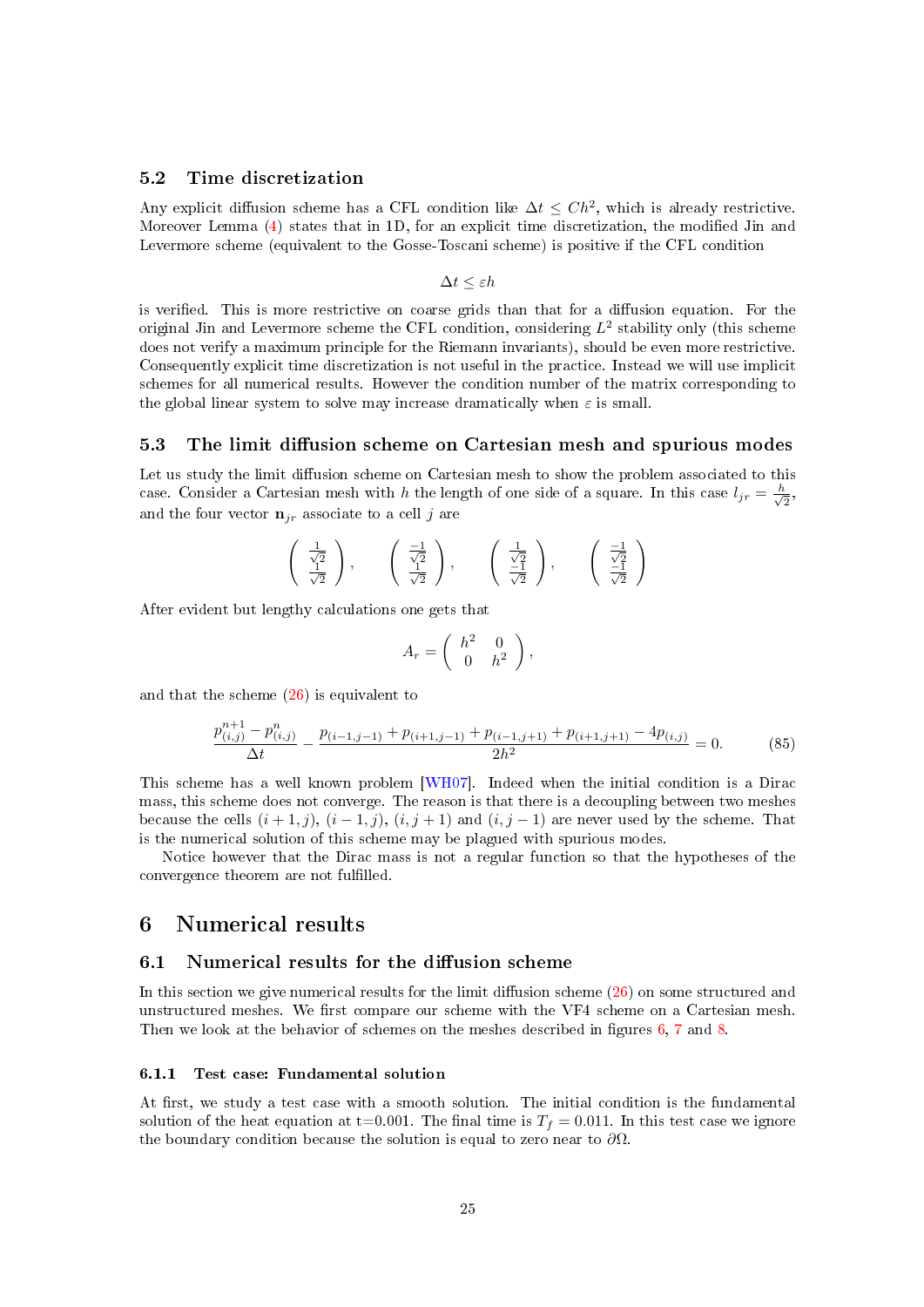### 5.2 Time discretization

Any explicit diffusion scheme has a CFL condition like $\Delta t \leq Ch^2$, which is already restrictive. Moreover Lemma (4) states that in 1D, for an explicit time discretization, the modified Jin and Levermore scheme (equivalent to the Gosse-Toscani scheme) is positive if the CFL condition

$$\Delta t \leq \varepsilon h$$

is verified. This is more restrictive on coarse grids than that for a diffusion equation. For the original Jin and Levermore scheme the CFL condition, considering $L^2$ stability only (this scheme does not verify a maximum principle for the Riemann invariants), should be even more restrictive. Consequently explicit time discretization is not useful in the practice. Instead we will use implicit schemes for all numerical results. However the condition number of the matrix corresponding to the global linear system to solve may increase dramatically when $\varepsilon$ is small.

### 5.3 The limit diffusion scheme on Cartesian mesh and spurious modes

Let us study the limit diffusion scheme on Cartesian mesh to show the problem associated to this case. Consider a Cartesian mesh with $h$ the length of one side of a square. In this case $l_{jr} = \frac{h}{\sqrt{2}}$, and the four vector $\mathbf{n}_{jr}$ associate to a cell $j$ are

$$\begin{pmatrix} \frac{1}{\sqrt{2}} \\ \frac{1}{\sqrt{2}} \end{pmatrix}, \quad \begin{pmatrix} \frac{-1}{\sqrt{2}} \\ \frac{1}{\sqrt{2}} \end{pmatrix}, \quad \begin{pmatrix} \frac{1}{\sqrt{2}} \\ \frac{-1}{\sqrt{2}} \end{pmatrix}, \quad \begin{pmatrix} \frac{-1}{\sqrt{2}} \\ \frac{-1}{\sqrt{2}} \end{pmatrix}$$

After evident but lengthy calculations one gets that

$$A_r = \begin{pmatrix} h^2 & 0 \\ 0 & h^2 \end{pmatrix},$$

and that the scheme (26) is equivalent to

$$\frac{p^{n+1}_{(i,j)} - p^n_{(i,j)}}{\Delta t} - \frac{p_{(i-1,j-1)} + p_{(i+1,j-1)} + p_{(i-1,j+1)} + p_{(i+1,j+1)} - 4p_{(i,j)}}{2h^2} = 0. \tag{85}$$

This scheme has a well known problem [WH07]. Indeed when the initial condition is a Dirac mass, this scheme does not converge. The reason is that there is a decoupling between two meshes because the cells $(i+1,j)$, $(i-1,j)$, $(i,j+1)$ and $(i,j-1)$ are never used by the scheme. That is the numerical solution of this scheme may be plagued with spurious modes.

Notice however that the Dirac mass is not a regular function so that the hypotheses of the convergence theorem are not fulfilled.

## 6 Numerical results

### 6.1 Numerical results for the diffusion scheme

In this section we give numerical results for the limit diffusion scheme (26) on some structured and unstructured meshes. We first compare our scheme with the VF4 scheme on a Cartesian mesh. Then we look at the behavior of schemes on the meshes described in figures 6, 7 and 8.

#### 6.1.1 Test case: Fundamental solution

At first, we study a test case with a smooth solution. The initial condition is the fundamental solution of the heat equation at t=0.001. The final time is $T_f = 0.011$. In this test case we ignore the boundary condition because the solution is equal to zero near to $\partial\Omega$.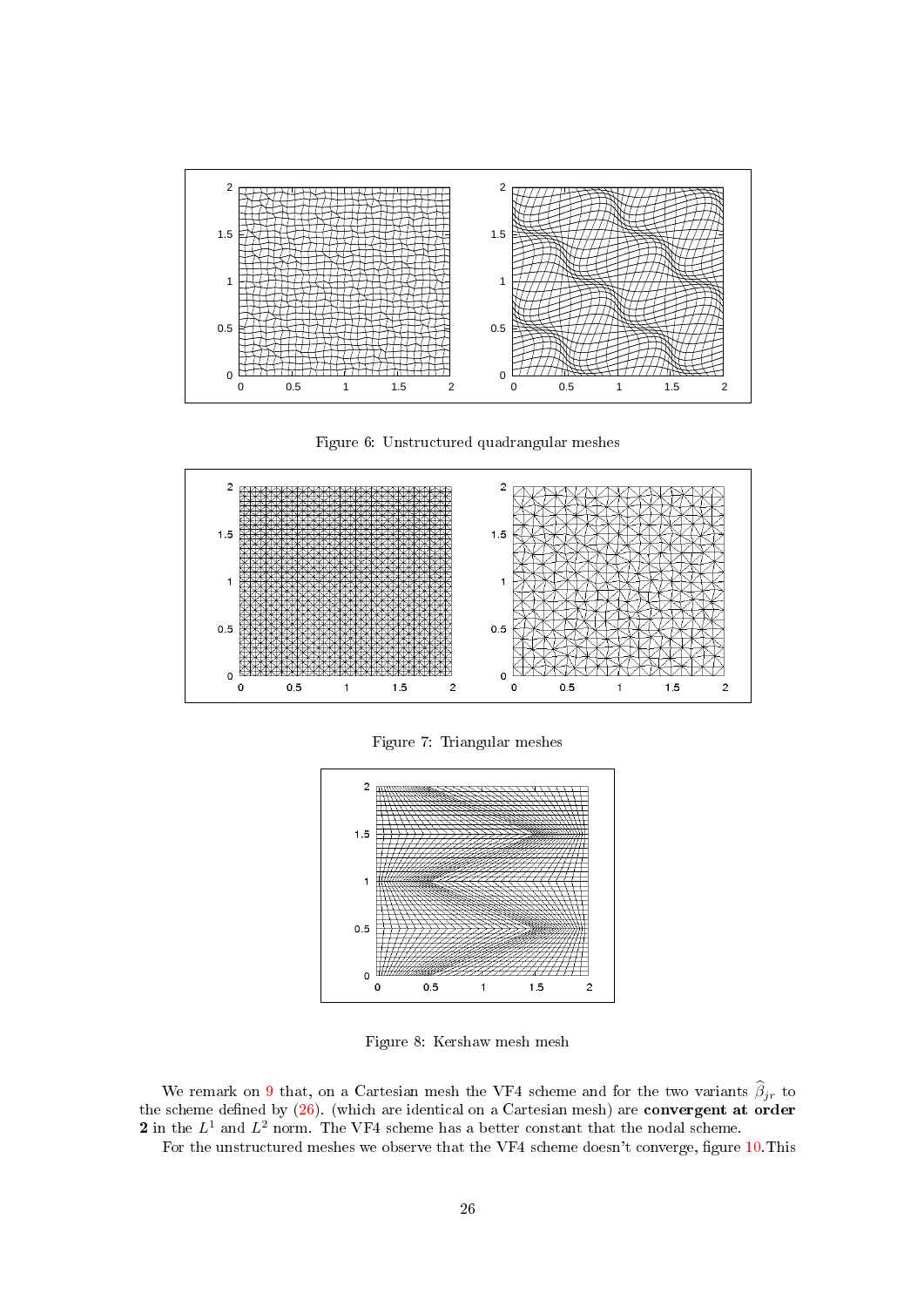Figure 6: Unstructured quadrangular meshes

Figure 7: Triangular meshes

Figure 8: Kershaw mesh mesh

We remark on 9 that, on a Cartesian mesh the VF4 scheme and for the two variants $\widehat{\beta}_{jr}$ to the scheme defined by (26). (which are identical on a Cartesian mesh) are **convergent at order 2** in the $L^1$ and $L^2$ norm. The VF4 scheme has a better constant that the nodal scheme.

For the unstructured meshes we observe that the VF4 scheme doesn't converge, figure 10.This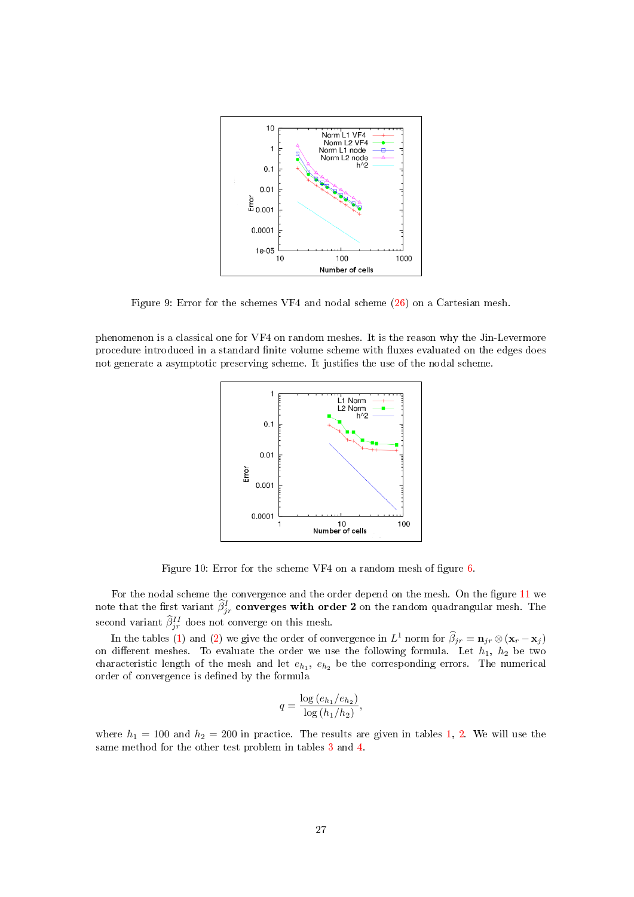Figure 9: Error for the schemes VF4 and nodal scheme (26) on a Cartesian mesh.

phenomenon is a classical one for VF4 on random meshes. It is the reason why the Jin-Levermore procedure introduced in a standard finite volume scheme with fluxes evaluated on the edges does not generate a asymptotic preserving scheme. It justifies the use of the nodal scheme.

Figure 10: Error for the scheme VF4 on a random mesh of figure 6.

For the nodal scheme the convergence and the order depend on the mesh. On the figure 11 we note that the first variant $\widehat{\beta}^{I}_{jr}$ **converges with order 2** on the random quadrangular mesh. The second variant $\widehat{\beta}^{II}_{jr}$ does not converge on this mesh.

In the tables (1) and (2) we give the order of convergence in $L^1$ norm for $\widehat{\beta}_{jr} = \mathbf{n}_{jr} \otimes (\mathbf{x}_r - \mathbf{x}_j)$ on different meshes. To evaluate the order we use the following formula. Let $h_1$, $h_2$ be two characteristic length of the mesh and let $e_{h_1}$, $e_{h_2}$ be the corresponding errors. The numerical order of convergence is defined by the formula

$$q = \frac{\log\left(e_{h_1}/e_{h_2}\right)}{\log\left(h_1/h_2\right)},$$

where $h_1 = 100$ and $h_2 = 200$ in practice. The results are given in tables 1, 2. We will use the same method for the other test problem in tables 3 and 4.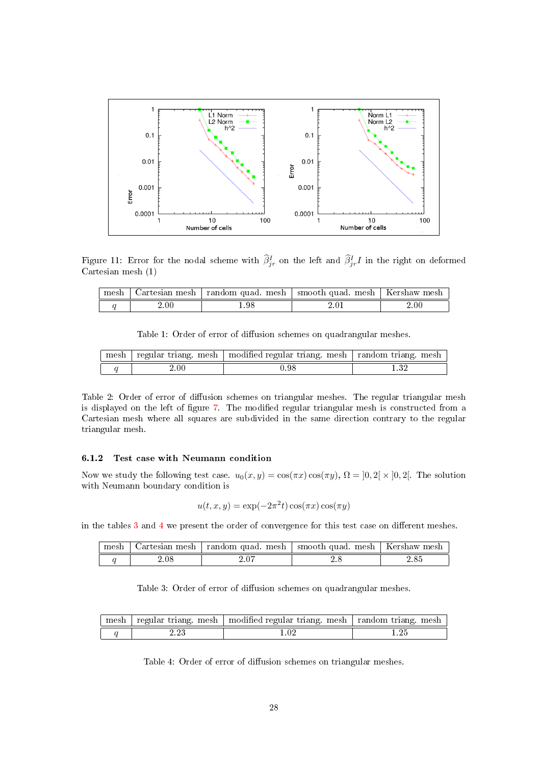Figure 11: Error for the nodal scheme with $\widehat{\beta}_{jr}^{I}$ on the left and $\widehat{\beta}_{jr}^{I} I$ in the right on deformed Cartesian mesh (1)

| mesh | Cartesian mesh | random quad. mesh | smooth quad. mesh | Kershaw mesh |
|---|---|---|---|---|
| $q$ | 2.00 | 1.98 | 2.01 | 2.00 |

Table 1: Order of error of diffusion schemes on quadrangular meshes.

| mesh | regular triang. mesh | modified regular triang. mesh | random triang. mesh |
|---|---|---|---|
| $q$ | 2.00 | 0.98 | 1.32 |

Table 2: Order of error of diffusion schemes on triangular meshes. The regular triangular mesh is displayed on the left of figure 7. The modified regular triangular mesh is constructed from a Cartesian mesh where all squares are subdivided in the same direction contrary to the regular triangular mesh.

### 6.1.2 Test case with Neumann condition

Now we study the following test case. $u_0(x,y) = \cos(\pi x)\cos(\pi y)$, $\Omega = ]0,2[\times]0,2[$. The solution with Neumann boundary condition is

$$u(t,x,y) = \exp(-2\pi^2 t)\cos(\pi x)\cos(\pi y)$$

in the tables 3 and 4 we present the order of convergence for this test case on different meshes.

| mesh | Cartesian mesh | random quad. mesh | smooth quad. mesh | Kershaw mesh |
|---|---|---|---|---|
| $q$ | 2.08 | 2.07 | 2.8 | 2.85 |

Table 3: Order of error of diffusion schemes on quadrangular meshes.

| mesh | regular triang. mesh | modified regular triang. mesh | random triang. mesh |
|---|---|---|---|
| $q$ | 2.23 | 1.02 | 1.25 |

Table 4: Order of error of diffusion schemes on triangular meshes.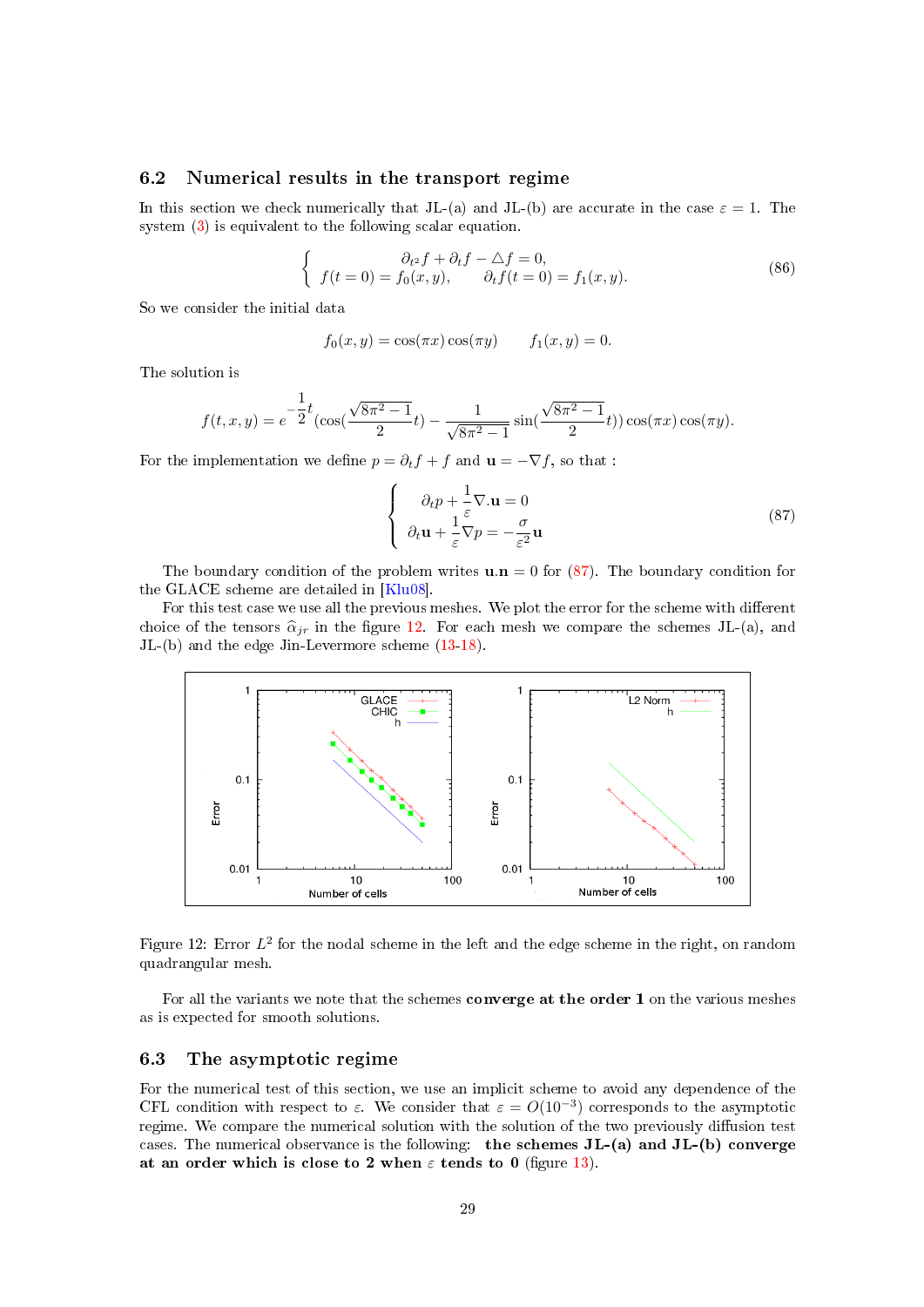## 6.2 Numerical results in the transport regime

In this section we check numerically that JL-(a) and JL-(b) are accurate in the case $\varepsilon = 1$. The system (3) is equivalent to the following scalar equation.

$$
\left\{
\begin{array}{c}
\partial_{t^2} f + \partial_t f - \triangle f = 0, \\
f(t=0) = f_0(x,y), \qquad \partial_t f(t=0) = f_1(x,y).
\end{array}
\right.
\tag{86}
$$

So we consider the initial data

$$
f_0(x,y) = \cos(\pi x)\cos(\pi y) \qquad f_1(x,y) = 0.
$$

The solution is

$$
f(t,x,y) = e^{-\frac{1}{2}t}\left(\cos\left(\frac{\sqrt{8\pi^2-1}}{2}t\right) - \frac{1}{\sqrt{8\pi^2-1}}\sin\left(\frac{\sqrt{8\pi^2-1}}{2}t\right)\right)\cos(\pi x)\cos(\pi y).
$$

For the implementation we define $p = \partial_t f + f$ and $\mathbf{u} = -\nabla f$, so that :

$$
\left\{
\begin{array}{l}
\partial_t p + \frac{1}{\varepsilon}\nabla.\mathbf{u} = 0 \\
\partial_t \mathbf{u} + \frac{1}{\varepsilon}\nabla p = -\frac{\sigma}{\varepsilon^2}\mathbf{u}
\end{array}
\right.
\tag{87}
$$

The boundary condition of the problem writes $\mathbf{u}.\mathbf{n} = 0$ for (87). The boundary condition for the GLACE scheme are detailed in [Klu08].

For this test case we use all the previous meshes. We plot the error for the scheme with different choice of the tensors $\widehat{\alpha}_{jr}$ in the figure 12. For each mesh we compare the schemes JL-(a), and JL-(b) and the edge Jin-Levermore scheme (13-18).

Figure 12: Error $L^2$ for the nodal scheme in the left and the edge scheme in the right, on random quadrangular mesh.

For all the variants we note that the schemes **converge at the order 1** on the various meshes as is expected for smooth solutions.

## 6.3 The asymptotic regime

For the numerical test of this section, we use an implicit scheme to avoid any dependence of the CFL condition with respect to $\varepsilon$. We consider that $\varepsilon = O(10^{-3})$ corresponds to the asymptotic regime. We compare the numerical solution with the solution of the two previously diffusion test cases. The numerical observation is the following: **the schemes JL-(a) and JL-(b) converge at an order which is close to 2 when $\varepsilon$ tends to 0** (figure 13).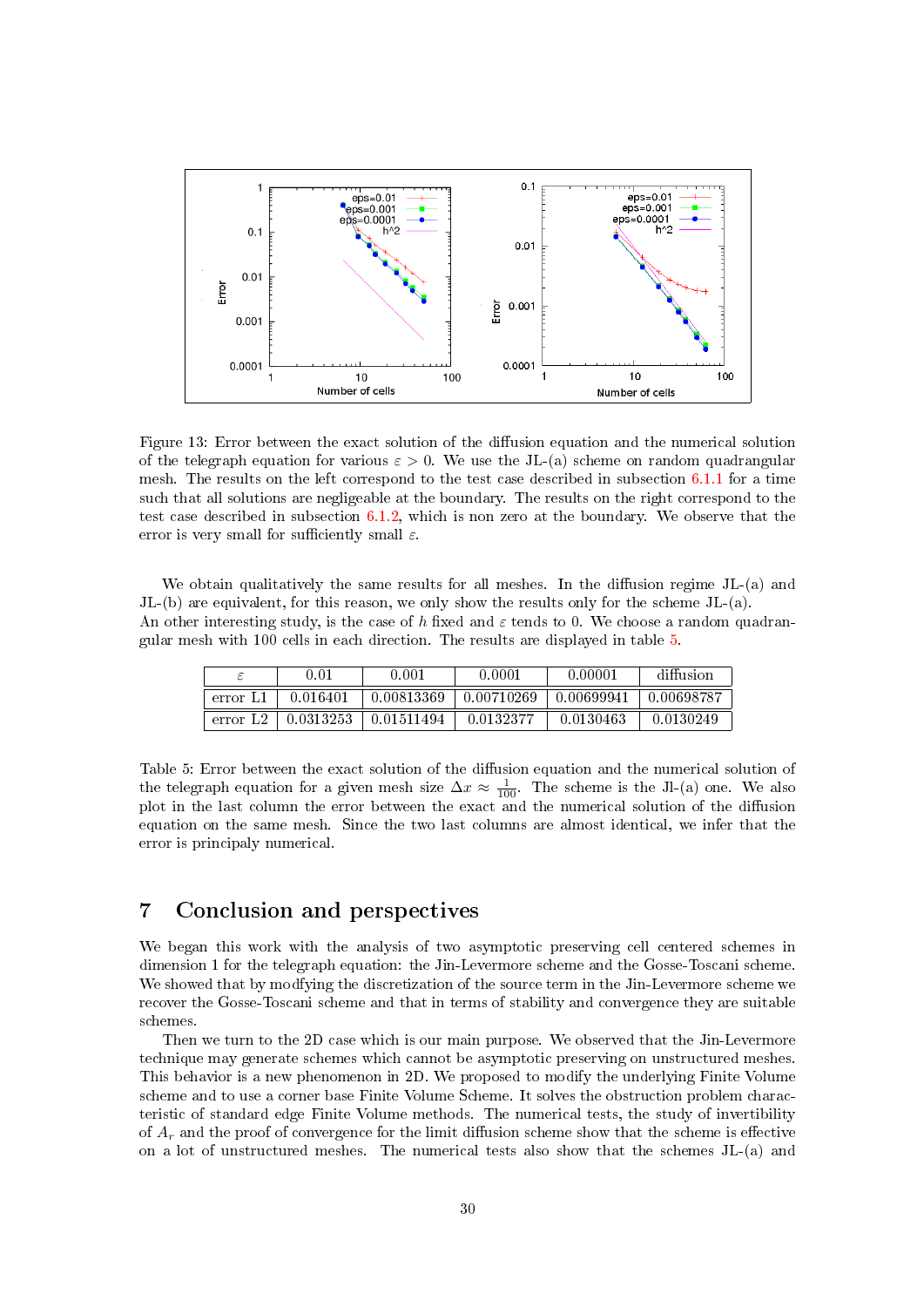Figure 13: Error between the exact solution of the diffusion equation and the numerical solution of the telegraph equation for various $\varepsilon > 0$. We use the JL-(a) scheme on random quadrangular mesh. The results on the left correspond to the test case described in subsection 6.1.1 for a time such that all solutions are negligeable at the boundary. The results on the right correspond to the test case described in subsection 6.1.2, which is non zero at the boundary. We observe that the error is very small for sufficiently small $\varepsilon$.

We obtain qualitatively the same results for all meshes. In the diffusion regime JL-(a) and JL-(b) are equivalent, for this reason, we only show the results only for the scheme JL-(a).
An other interesting study, is the case of $h$ fixed and $\varepsilon$ tends to 0. We choose a random quadrangular mesh with 100 cells in each direction. The results are displayed in table 5.

| $\varepsilon$ | 0.01 | 0.001 | 0.0001 | 0.00001 | diffusion |
|---|---|---|---|---|---|
| error L1 | 0.016401 | 0.00813369 | 0.00710269 | 0.00699941 | 0.00698787 |
| error L2 | 0.0313253 | 0.01511494 | 0.0132377 | 0.0130463 | 0.0130249 |

Table 5: Error between the exact solution of the diffusion equation and the numerical solution of the telegraph equation for a given mesh size $\Delta x \approx \frac{1}{100}$. The scheme is the Jl-(a) one. We also plot in the last column the error between the exact and the numerical solution of the diffusion equation on the same mesh. Since the two last columns are almost identical, we infer that the error is principaly numerical.

# 7 Conclusion and perspectives

We began this work with the analysis of two asymptotic preserving cell centered schemes in dimension 1 for the telegraph equation: the Jin-Levermore scheme and the Gosse-Toscani scheme. We showed that by modfying the discretization of the source term in the Jin-Levermore scheme we recover the Gosse-Toscani scheme and that in terms of stability and convergence they are suitable schemes.

Then we turn to the 2D case which is our main purpose. We observed that the Jin-Levermore technique may generate schemes which cannot be asymptotic preserving on unstructured meshes. This behavior is a new phenomenon in 2D. We proposed to modify the underlying Finite Volume scheme and to use a corner base Finite Volume Scheme. It solves the obstruction problem characteristic of standard edge Finite Volume methods. The numerical tests, the study of invertibility of $A_r$ and the proof of convergence for the limit diffusion scheme show that the scheme is effective on a lot of unstructured meshes. The numerical tests also show that the schemes JL-(a) and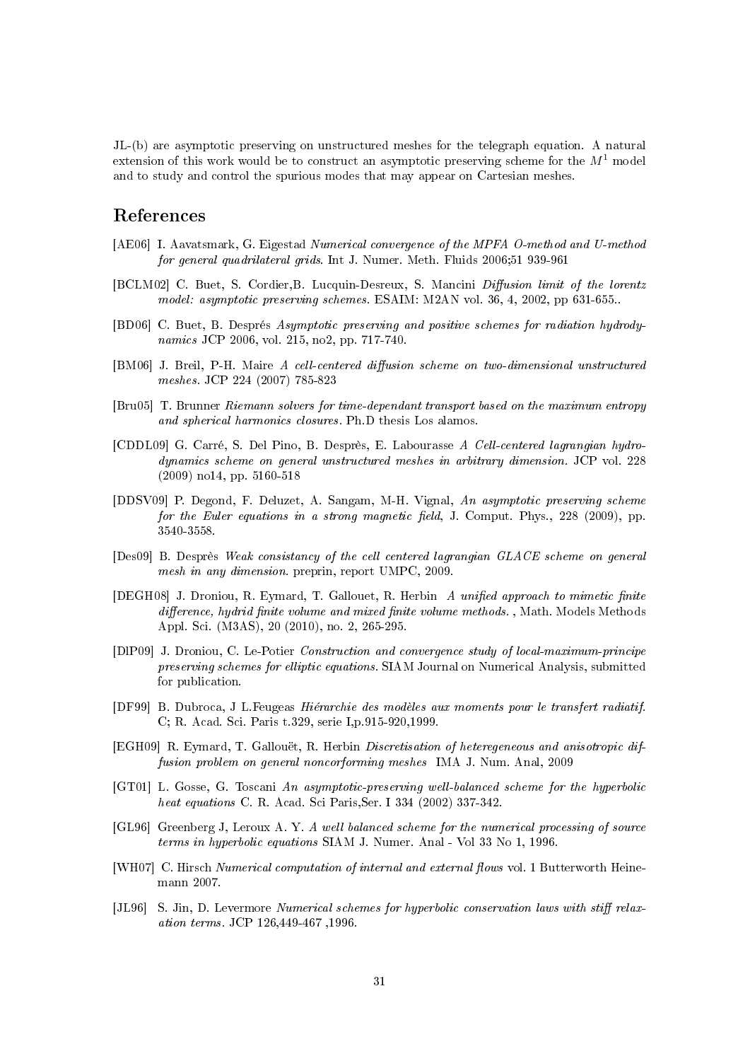JL-(b) are asymptotic preserving on unstructured meshes for the telegraph equation. A natural extension of this work would be to construct an asymptotic preserving scheme for the $M^1$ model and to study and control the spurious modes that may appear on Cartesian meshes.

# References

[AE06] I. Aavatsmark, G. Eigestad *Numerical convergence of the MPFA O-method and U-method for general quadrilateral grids*. Int J. Numer. Meth. Fluids 2006;51 939-961

[BCLM02] C. Buet, S. Cordier,B. Lucquin-Desreux, S. Mancini *Diffusion limit of the lorentz model: asymptotic preserving schemes.* ESAIM: M2AN vol. 36, 4, 2002, pp 631-655..

[BD06] C. Buet, B. Després *Asymptotic preserving and positive schemes for radiation hydrodynamics* JCP 2006, vol. 215, no2, pp. 717-740.

[BM06] J. Breil, P-H. Maire *A cell-centered diffusion scheme on two-dimensional unstructured meshes.* JCP 224 (2007) 785-823

[Bru05] T. Brunner *Riemann solvers for time-dependant transport based on the maximum entropy and spherical harmonics closures*. Ph.D thesis Los alamos.

[CDDL09] G. Carré, S. Del Pino, B. Desprès, E. Labourasse *A Cell-centered lagrangian hydrodynamics scheme on general unstructured meshes in arbitrary dimension.* JCP vol. 228 (2009) no14, pp. 5160-518

[DDSV09] P. Degond, F. Deluzet, A. Sangam, M-H. Vignal, *An asymptotic preserving scheme for the Euler equations in a strong magnetic field*, J. Comput. Phys., 228 (2009), pp. 3540-3558.

[Des09] B. Desprès *Weak consistancy of the cell centered lagrangian GLACE scheme on general mesh in any dimension.* preprin, report UMPC, 2009.

[DEGH08] J. Droniou, R. Eymard, T. Gallouet, R. Herbin *A unified approach to mimetic finite difference, hydrid finite volume and mixed finite volume methods.* , Math. Models Methods Appl. Sci. (M3AS), 20 (2010), no. 2, 265-295.

[DlP09] J. Droniou, C. Le-Potier *Construction and convergence study of local-maximum-principe preserving schemes for elliptic equations.* SIAM Journal on Numerical Analysis, submitted for publication.

[DF99] B. Dubroca, J L.Feugeas *Hiérarchie des modèles aux moments pour le transfert radiatif.* C; R. Acad. Sci. Paris t.329, serie I,p.915-920,1999.

[EGH09] R. Eymard, T. Gallouët, R. Herbin *Discretisation of heteregeneous and anisotropic diffusion problem on general noncorforming meshes* IMA J. Num. Anal, 2009

[GT01] L. Gosse, G. Toscani *An asymptotic-preserving well-balanced scheme for the hyperbolic heat equations* C. R. Acad. Sci Paris,Ser. I 334 (2002) 337-342.

[GL96] Greenberg J, Leroux A. Y. *A well balanced scheme for the numerical processing of source terms in hyperbolic equations* SIAM J. Numer. Anal - Vol 33 No 1, 1996.

[WH07] C. Hirsch *Numerical computation of internal and external flows* vol. 1 Butterworth Heinemann 2007.

[JL96] S. Jin, D. Levermore *Numerical schemes for hyperbolic conservation laws with stiff relaxation terms.* JCP 126,449-467 ,1996.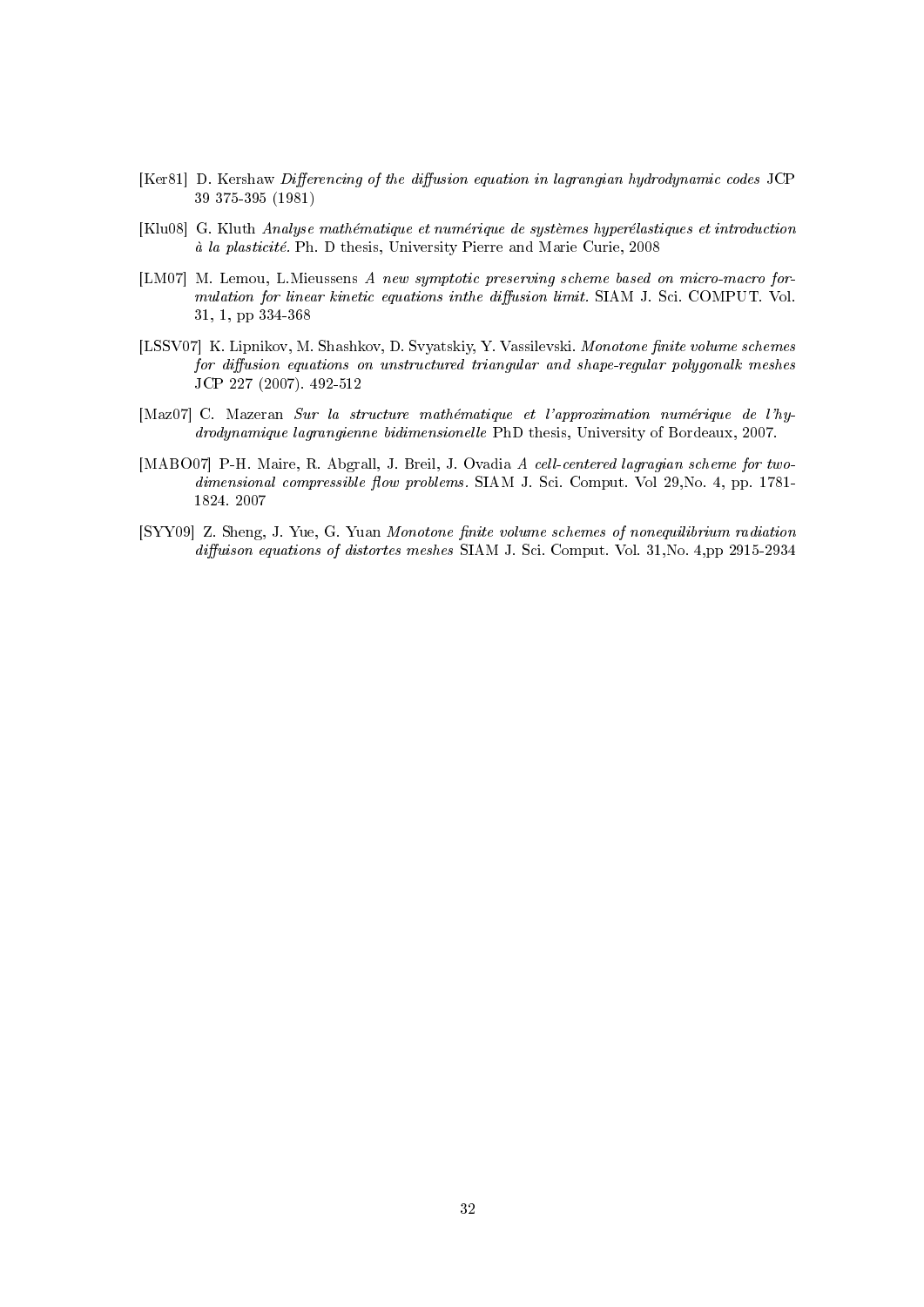[Ker81] D. Kershaw *Differencing of the diffusion equation in lagrangian hydrodynamic codes* JCP 39 375-395 (1981)

[Klu08] G. Kluth *Analyse mathématique et numérique de systèmes hyperélastiques et introduction à la plasticité.* Ph. D thesis, University Pierre and Marie Curie, 2008

[LM07] M. Lemou, L.Mieussens *A new symptotic preserving scheme based on micro-macro formulation for linear kinetic equations inthe diffusion limit.* SIAM J. Sci. COMPUT. Vol. 31, 1, pp 334-368

[LSSV07] K. Lipnikov, M. Shashkov, D. Svyatskiy, Y. Vassilevski. *Monotone finite volume schemes for diffusion equations on unstructured triangular and shape-regular polygonalk meshes* JCP 227 (2007). 492-512

[Maz07] C. Mazeran *Sur la structure mathématique et l'approximation numérique de l'hydrodynamique lagrangienne bidimensionelle* PhD thesis, University of Bordeaux, 2007.

[MABO07] P-H. Maire, R. Abgrall, J. Breil, J. Ovadia *A cell-centered lagragian scheme for two-dimensional compressible flow problems.* SIAM J. Sci. Comput. Vol 29,No. 4, pp. 1781-1824. 2007

[SYY09] Z. Sheng, J. Yue, G. Yuan *Monotone finite volume schemes of nonequilibrium radiation diffuison equations of distortes meshes* SIAM J. Sci. Comput. Vol. 31,No. 4,pp 2915-2934